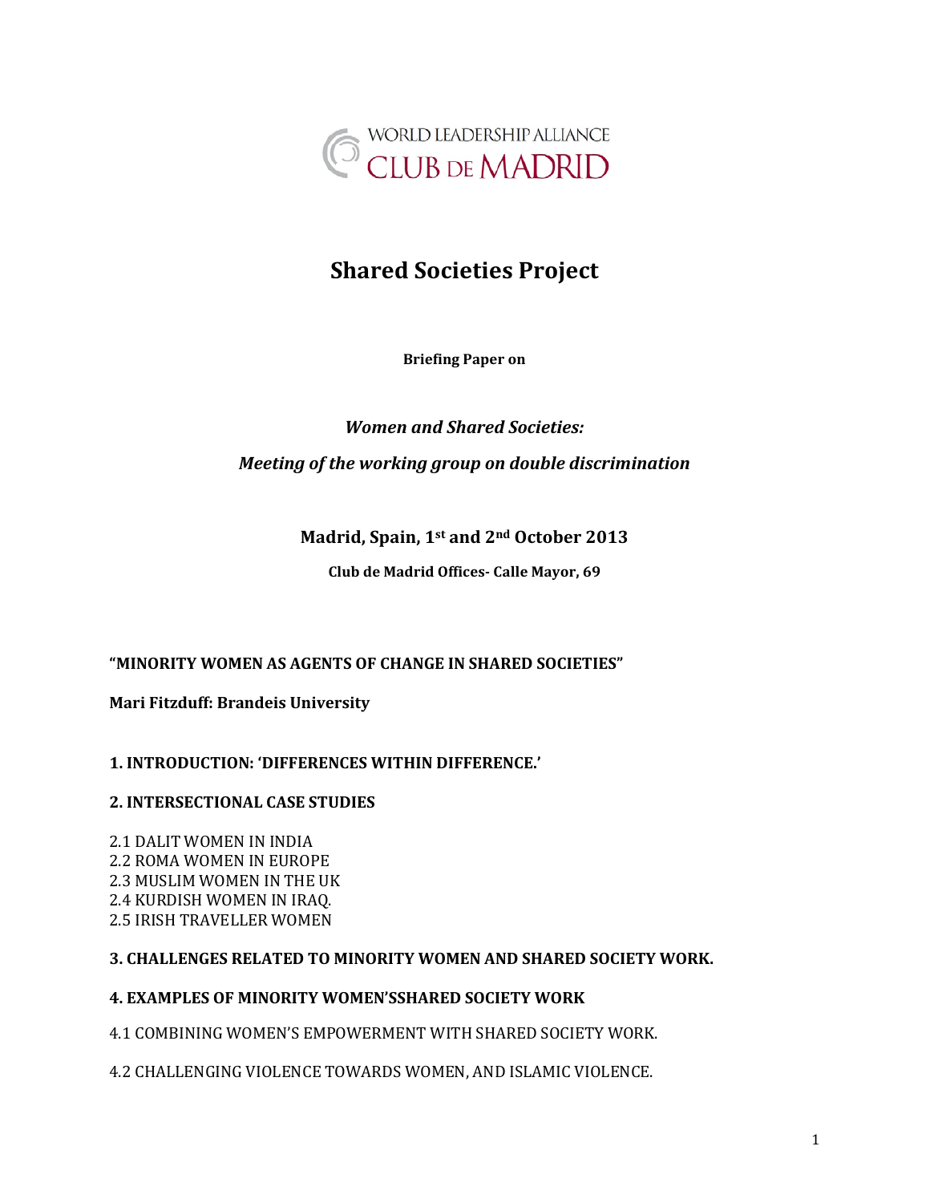WORLD LEADERSHIP ALLIANCE
CLUB DE MADRID

# Shared Societies Project

**Briefing Paper on**

***Women and Shared Societies:***

***Meeting of the working group on double discrimination***

**Madrid, Spain, 1st and 2nd October 2013**

**Club de Madrid Offices- Calle Mayor, 69**

**"MINORITY WOMEN AS AGENTS OF CHANGE IN SHARED SOCIETIES"**

**Mari Fitzduff: Brandeis University**

**1. INTRODUCTION: 'DIFFERENCES WITHIN DIFFERENCE.'**

**2. INTERSECTIONAL CASE STUDIES**

2.1 DALIT WOMEN IN INDIA
2.2 ROMA WOMEN IN EUROPE
2.3 MUSLIM WOMEN IN THE UK
2.4 KURDISH WOMEN IN IRAQ.
2.5 IRISH TRAVELLER WOMEN

**3. CHALLENGES RELATED TO MINORITY WOMEN AND SHARED SOCIETY WORK.**

**4. EXAMPLES OF MINORITY WOMEN'SSHARED SOCIETY WORK**

4.1 COMBINING WOMEN'S EMPOWERMENT WITH SHARED SOCIETY WORK.

4.2 CHALLENGING VIOLENCE TOWARDS WOMEN, AND ISLAMIC VIOLENCE.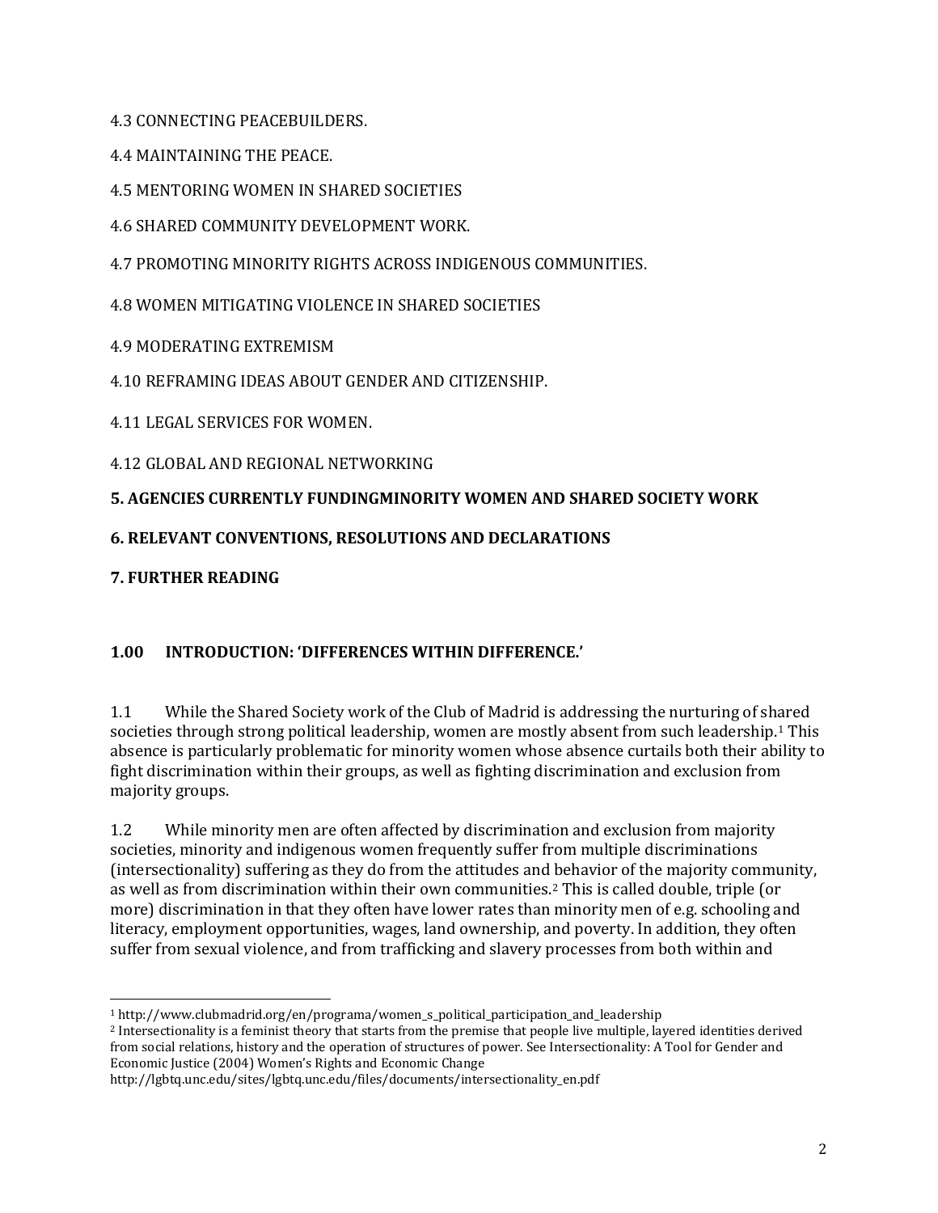4.3 CONNECTING PEACEBUILDERS.

4.4 MAINTAINING THE PEACE.

4.5 MENTORING WOMEN IN SHARED SOCIETIES

4.6 SHARED COMMUNITY DEVELOPMENT WORK.

4.7 PROMOTING MINORITY RIGHTS ACROSS INDIGENOUS COMMUNITIES.

4.8 WOMEN MITIGATING VIOLENCE IN SHARED SOCIETIES

4.9 MODERATING EXTREMISM

4.10 REFRAMING IDEAS ABOUT GENDER AND CITIZENSHIP.

4.11 LEGAL SERVICES FOR WOMEN.

4.12 GLOBAL AND REGIONAL NETWORKING

**5. AGENCIES CURRENTLY FUNDINGMINORITY WOMEN AND SHARED SOCIETY WORK**

**6. RELEVANT CONVENTIONS, RESOLUTIONS AND DECLARATIONS**

**7. FURTHER READING**

## 1.00 INTRODUCTION: 'DIFFERENCES WITHIN DIFFERENCE.'

1.1 While the Shared Society work of the Club of Madrid is addressing the nurturing of shared societies through strong political leadership, women are mostly absent from such leadership.[1] This absence is particularly problematic for minority women whose absence curtails both their ability to fight discrimination within their groups, as well as fighting discrimination and exclusion from majority groups.

1.2 While minority men are often affected by discrimination and exclusion from majority societies, minority and indigenous women frequently suffer from multiple discriminations (intersectionality) suffering as they do from the attitudes and behavior of the majority community, as well as from discrimination within their own communities.[2] This is called double, triple (or more) discrimination in that they often have lower rates than minority men of e.g. schooling and literacy, employment opportunities, wages, land ownership, and poverty. In addition, they often suffer from sexual violence, and from trafficking and slavery processes from both within and

---

[1] http://www.clubmadrid.org/en/programa/women_s_political_participation_and_leadership

[2] Intersectionality is a feminist theory that starts from the premise that people live multiple, layered identities derived from social relations, history and the operation of structures of power. See Intersectionality: A Tool for Gender and Economic Justice (2004) Women's Rights and Economic Change
http://lgbtq.unc.edu/sites/lgbtq.unc.edu/files/documents/intersectionality_en.pdf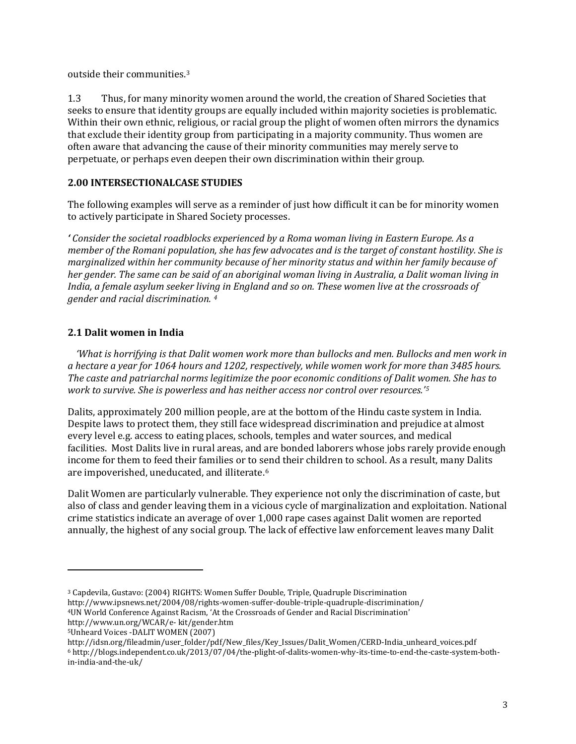outside their communities.[3]

1.3 Thus, for many minority women around the world, the creation of Shared Societies that seeks to ensure that identity groups are equally included within majority societies is problematic. Within their own ethnic, religious, or racial group the plight of women often mirrors the dynamics that exclude their identity group from participating in a majority community. Thus women are often aware that advancing the cause of their minority communities may merely serve to perpetuate, or perhaps even deepen their own discrimination within their group.

## 2.00 INTERSECTIONALCASE STUDIES

The following examples will serve as a reminder of just how difficult it can be for minority women to actively participate in Shared Society processes.

*' Consider the societal roadblocks experienced by a Roma woman living in Eastern Europe. As a member of the Romani population, she has few advocates and is the target of constant hostility. She is marginalized within her community because of her minority status and within her family because of her gender. The same can be said of an aboriginal woman living in Australia, a Dalit woman living in India, a female asylum seeker living in England and so on. These women live at the crossroads of gender and racial discrimination.* [4]

### 2.1 Dalit women in India

*'What is horrifying is that Dalit women work more than bullocks and men. Bullocks and men work in a hectare a year for 1064 hours and 1202, respectively, while women work for more than 3485 hours. The caste and patriarchal norms legitimize the poor economic conditions of Dalit women. She has to work to survive. She is powerless and has neither access nor control over resources.'*[5]

Dalits, approximately 200 million people, are at the bottom of the Hindu caste system in India. Despite laws to protect them, they still face widespread discrimination and prejudice at almost every level e.g. access to eating places, schools, temples and water sources, and medical facilities. Most Dalits live in rural areas, and are bonded laborers whose jobs rarely provide enough income for them to feed their families or to send their children to school. As a result, many Dalits are impoverished, uneducated, and illiterate.[6]

Dalit Women are particularly vulnerable. They experience not only the discrimination of caste, but also of class and gender leaving them in a vicious cycle of marginalization and exploitation. National crime statistics indicate an average of over 1,000 rape cases against Dalit women are reported annually, the highest of any social group. The lack of effective law enforcement leaves many Dalit

---

[3] Capdevila, Gustavo: (2004) RIGHTS: Women Suffer Double, Triple, Quadruple Discrimination http://www.ipsnews.net/2004/08/rights-women-suffer-double-triple-quadruple-discrimination/

[4] UN World Conference Against Racism, 'At the Crossroads of Gender and Racial Discrimination' http://www.un.org/WCAR/e- kit/gender.htm

[5] Unheard Voices -DALIT WOMEN (2007) http://idsn.org/fileadmin/user_folder/pdf/New_files/Key_Issues/Dalit_Women/CERD-India_unheard_voices.pdf

[6] http://blogs.independent.co.uk/2013/07/04/the-plight-of-dalits-women-why-its-time-to-end-the-caste-system-both-in-india-and-the-uk/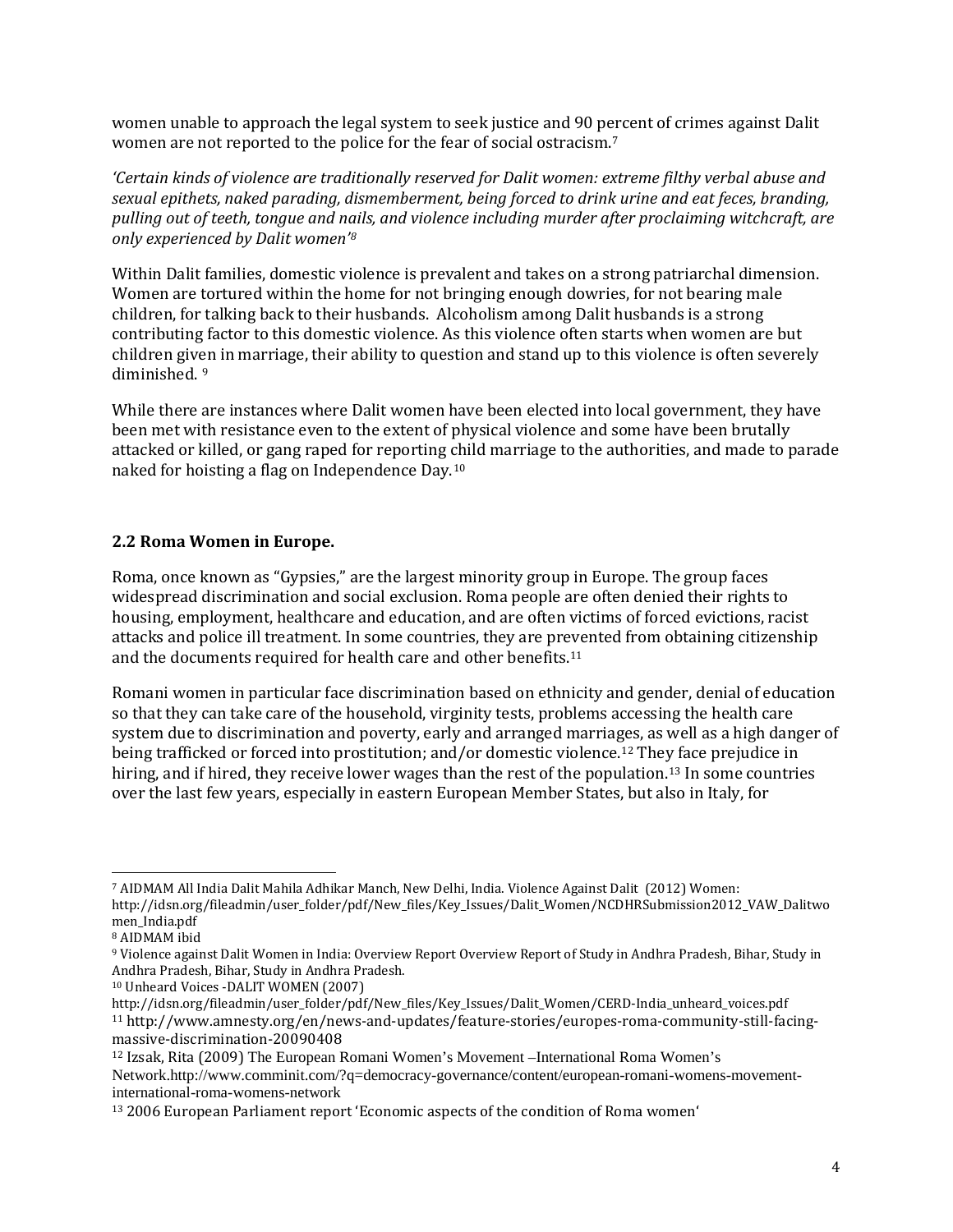women unable to approach the legal system to seek justice and 90 percent of crimes against Dalit women are not reported to the police for the fear of social ostracism.[7]

*'Certain kinds of violence are traditionally reserved for Dalit women: extreme filthy verbal abuse and sexual epithets, naked parading, dismemberment, being forced to drink urine and eat feces, branding, pulling out of teeth, tongue and nails, and violence including murder after proclaiming witchcraft, are only experienced by Dalit women'[8]*

Within Dalit families, domestic violence is prevalent and takes on a strong patriarchal dimension. Women are tortured within the home for not bringing enough dowries, for not bearing male children, for talking back to their husbands. Alcoholism among Dalit husbands is a strong contributing factor to this domestic violence. As this violence often starts when women are but children given in marriage, their ability to question and stand up to this violence is often severely diminished. [9]

While there are instances where Dalit women have been elected into local government, they have been met with resistance even to the extent of physical violence and some have been brutally attacked or killed, or gang raped for reporting child marriage to the authorities, and made to parade naked for hoisting a flag on Independence Day.[10]

### 2.2 Roma Women in Europe.

Roma, once known as "Gypsies," are the largest minority group in Europe. The group faces widespread discrimination and social exclusion. Roma people are often denied their rights to housing, employment, healthcare and education, and are often victims of forced evictions, racist attacks and police ill treatment. In some countries, they are prevented from obtaining citizenship and the documents required for health care and other benefits.[11]

Romani women in particular face discrimination based on ethnicity and gender, denial of education so that they can take care of the household, virginity tests, problems accessing the health care system due to discrimination and poverty, early and arranged marriages, as well as a high danger of being trafficked or forced into prostitution; and/or domestic violence.[12] They face prejudice in hiring, and if hired, they receive lower wages than the rest of the population.[13] In some countries over the last few years, especially in eastern European Member States, but also in Italy, for

---

[7] AIDMAM All India Dalit Mahila Adhikar Manch, New Delhi, India. Violence Against Dalit (2012) Women: http://idsn.org/fileadmin/user_folder/pdf/New_files/Key_Issues/Dalit_Women/NCDHRSubmission2012_VAW_Dalitwomen_India.pdf

[8] AIDMAM ibid

[9] Violence against Dalit Women in India: Overview Report Overview Report of Study in Andhra Pradesh, Bihar, Study in Andhra Pradesh, Bihar, Study in Andhra Pradesh.

[10] Unheard Voices -DALIT WOMEN (2007) http://idsn.org/fileadmin/user_folder/pdf/New_files/Key_Issues/Dalit_Women/CERD-India_unheard_voices.pdf

[11] http://www.amnesty.org/en/news-and-updates/feature-stories/europes-roma-community-still-facing-massive-discrimination-20090408

[12] Izsak, Rita (2009) The European Romani Women's Movement –International Roma Women's Network.http://www.comminit.com/?q=democracy-governance/content/european-romani-womens-movement-international-roma-womens-network

[13] 2006 European Parliament report 'Economic aspects of the condition of Roma women'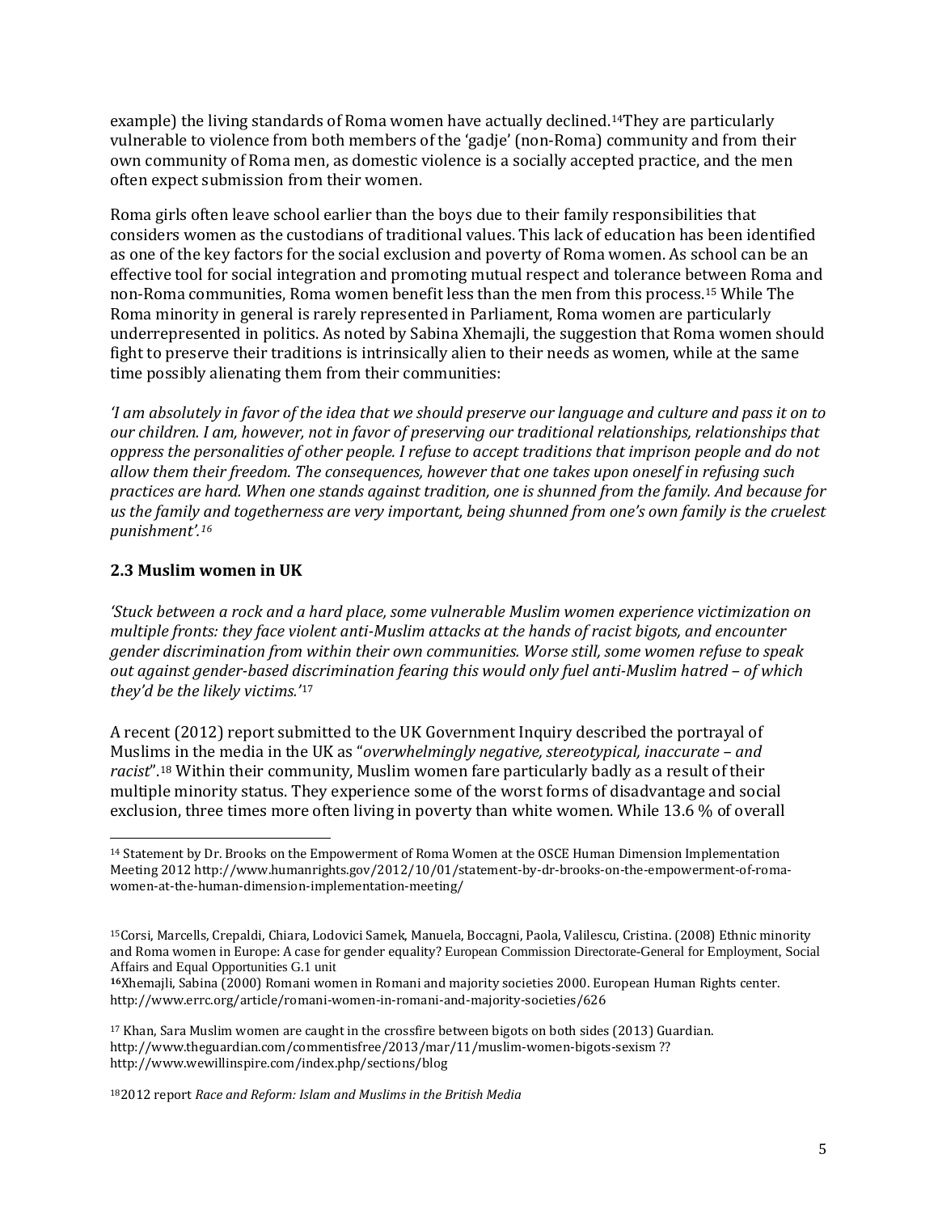example) the living standards of Roma women have actually declined.[14] They are particularly vulnerable to violence from both members of the 'gadje' (non-Roma) community and from their own community of Roma men, as domestic violence is a socially accepted practice, and the men often expect submission from their women.

Roma girls often leave school earlier than the boys due to their family responsibilities that considers women as the custodians of traditional values. This lack of education has been identified as one of the key factors for the social exclusion and poverty of Roma women. As school can be an effective tool for social integration and promoting mutual respect and tolerance between Roma and non-Roma communities, Roma women benefit less than the men from this process.[15] While The Roma minority in general is rarely represented in Parliament, Roma women are particularly underrepresented in politics. As noted by Sabina Xhemajli, the suggestion that Roma women should fight to preserve their traditions is intrinsically alien to their needs as women, while at the same time possibly alienating them from their communities:

*'I am absolutely in favor of the idea that we should preserve our language and culture and pass it on to our children. I am, however, not in favor of preserving our traditional relationships, relationships that oppress the personalities of other people. I refuse to accept traditions that imprison people and do not allow them their freedom. The consequences, however that one takes upon oneself in refusing such practices are hard. When one stands against tradition, one is shunned from the family. And because for us the family and togetherness are very important, being shunned from one's own family is the cruelest punishment'.*[16]

### 2.3 Muslim women in UK

*'Stuck between a rock and a hard place, some vulnerable Muslim women experience victimization on multiple fronts: they face violent anti-Muslim attacks at the hands of racist bigots, and encounter gender discrimination from within their own communities. Worse still, some women refuse to speak out against gender-based discrimination fearing this would only fuel anti-Muslim hatred – of which they'd be the likely victims.'*[17]

A recent (2012) report submitted to the UK Government Inquiry described the portrayal of Muslims in the media in the UK as "*overwhelmingly negative, stereotypical, inaccurate – and racist*".[18] Within their community, Muslim women fare particularly badly as a result of their multiple minority status. They experience some of the worst forms of disadvantage and social exclusion, three times more often living in poverty than white women. While 13.6 % of overall

---

[14] Statement by Dr. Brooks on the Empowerment of Roma Women at the OSCE Human Dimension Implementation Meeting 2012 http://www.humanrights.gov/2012/10/01/statement-by-dr-brooks-on-the-empowerment-of-roma-women-at-the-human-dimension-implementation-meeting/

[15] Corsi, Marcells, Crepaldi, Chiara, Lodovici Samek, Manuela, Boccagni, Paola, Valilescu, Cristina. (2008) Ethnic minority and Roma women in Europe: A case for gender equality? European Commission Directorate-General for Employment, Social Affairs and Equal Opportunities G.1 unit

[16] Xhemajli, Sabina (2000) Romani women in Romani and majority societies 2000. European Human Rights center. http://www.errc.org/article/romani-women-in-romani-and-majority-societies/626

[17] Khan, Sara Muslim women are caught in the crossfire between bigots on both sides (2013) Guardian. http://www.theguardian.com/commentisfree/2013/mar/11/muslim-women-bigots-sexism ?? http://www.wewillinspire.com/index.php/sections/blog

[18] 2012 report *Race and Reform: Islam and Muslims in the British Media*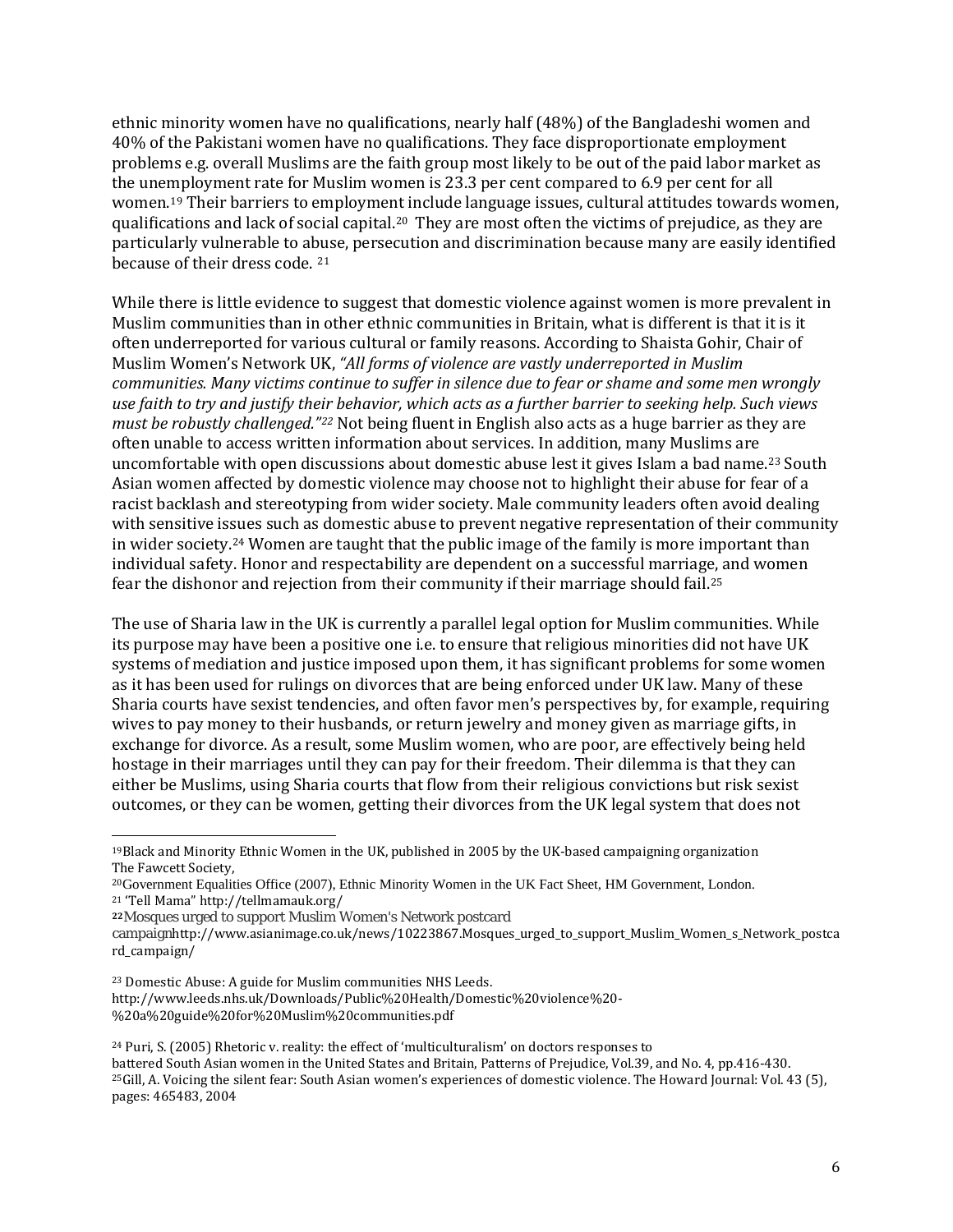ethnic minority women have no qualifications, nearly half (48%) of the Bangladeshi women and 40% of the Pakistani women have no qualifications. They face disproportionate employment problems e.g. overall Muslims are the faith group most likely to be out of the paid labor market as the unemployment rate for Muslim women is 23.3 per cent compared to 6.9 per cent for all women.[19] Their barriers to employment include language issues, cultural attitudes towards women, qualifications and lack of social capital.[20] They are most often the victims of prejudice, as they are particularly vulnerable to abuse, persecution and discrimination because many are easily identified because of their dress code. [21]

While there is little evidence to suggest that domestic violence against women is more prevalent in Muslim communities than in other ethnic communities in Britain, what is different is that it is it often underreported for various cultural or family reasons. According to Shaista Gohir, Chair of Muslim Women's Network UK, *"All forms of violence are vastly underreported in Muslim communities. Many victims continue to suffer in silence due to fear or shame and some men wrongly use faith to try and justify their behavior, which acts as a further barrier to seeking help. Such views must be robustly challenged."*[22] Not being fluent in English also acts as a huge barrier as they are often unable to access written information about services. In addition, many Muslims are uncomfortable with open discussions about domestic abuse lest it gives Islam a bad name.[23] South Asian women affected by domestic violence may choose not to highlight their abuse for fear of a racist backlash and stereotyping from wider society. Male community leaders often avoid dealing with sensitive issues such as domestic abuse to prevent negative representation of their community in wider society.[24] Women are taught that the public image of the family is more important than individual safety. Honor and respectability are dependent on a successful marriage, and women fear the dishonor and rejection from their community if their marriage should fail.[25]

The use of Sharia law in the UK is currently a parallel legal option for Muslim communities. While its purpose may have been a positive one i.e. to ensure that religious minorities did not have UK systems of mediation and justice imposed upon them, it has significant problems for some women as it has been used for rulings on divorces that are being enforced under UK law. Many of these Sharia courts have sexist tendencies, and often favor men's perspectives by, for example, requiring wives to pay money to their husbands, or return jewelry and money given as marriage gifts, in exchange for divorce. As a result, some Muslim women, who are poor, are effectively being held hostage in their marriages until they can pay for their freedom. Their dilemma is that they can either be Muslims, using Sharia courts that flow from their religious convictions but risk sexist outcomes, or they can be women, getting their divorces from the UK legal system that does not

---

[19] Black and Minority Ethnic Women in the UK, published in 2005 by the UK-based campaigning organization The Fawcett Society,

[20] Government Equalities Office (2007), Ethnic Minority Women in the UK Fact Sheet, HM Government, London.

[21] 'Tell Mama" http://tellmamauk.org/

[22] Mosques urged to support Muslim Women's Network postcard campaignhttp://www.asianimage.co.uk/news/10223867.Mosques_urged_to_support_Muslim_Women_s_Network_postcard_campaign/

[23] Domestic Abuse: A guide for Muslim communities NHS Leeds. http://www.leeds.nhs.uk/Downloads/Public%20Health/Domestic%20violence%20-%20a%20guide%20for%20Muslim%20communities.pdf

[24] Puri, S. (2005) Rhetoric v. reality: the effect of 'multiculturalism' on doctors responses to battered South Asian women in the United States and Britain, Patterns of Prejudice, Vol.39, and No. 4, pp.416-430.

[25] Gill, A. Voicing the silent fear: South Asian women's experiences of domestic violence. The Howard Journal: Vol. 43 (5), pages: 465483, 2004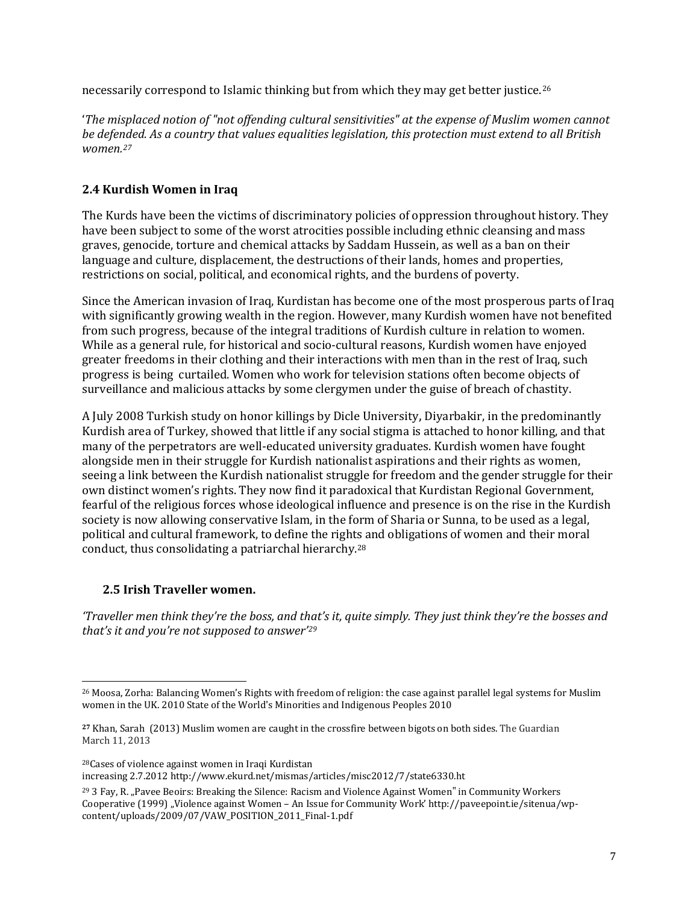necessarily correspond to Islamic thinking but from which they may get better justice.[26]

'*The misplaced notion of "not offending cultural sensitivities" at the expense of Muslim women cannot be defended. As a country that values equalities legislation, this protection must extend to all British women.[27]*

### 2.4 Kurdish Women in Iraq

The Kurds have been the victims of discriminatory policies of oppression throughout history. They have been subject to some of the worst atrocities possible including ethnic cleansing and mass graves, genocide, torture and chemical attacks by Saddam Hussein, as well as a ban on their language and culture, displacement, the destructions of their lands, homes and properties, restrictions on social, political, and economical rights, and the burdens of poverty.

Since the American invasion of Iraq, Kurdistan has become one of the most prosperous parts of Iraq with significantly growing wealth in the region. However, many Kurdish women have not benefited from such progress, because of the integral traditions of Kurdish culture in relation to women. While as a general rule, for historical and socio-cultural reasons, Kurdish women have enjoyed greater freedoms in their clothing and their interactions with men than in the rest of Iraq, such progress is being curtailed. Women who work for television stations often become objects of surveillance and malicious attacks by some clergymen under the guise of breach of chastity.

A July 2008 Turkish study on honor killings by Dicle University, Diyarbakir, in the predominantly Kurdish area of Turkey, showed that little if any social stigma is attached to honor killing, and that many of the perpetrators are well-educated university graduates. Kurdish women have fought alongside men in their struggle for Kurdish nationalist aspirations and their rights as women, seeing a link between the Kurdish nationalist struggle for freedom and the gender struggle for their own distinct women's rights. They now find it paradoxical that Kurdistan Regional Government, fearful of the religious forces whose ideological influence and presence is on the rise in the Kurdish society is now allowing conservative Islam, in the form of Sharia or Sunna, to be used as a legal, political and cultural framework, to define the rights and obligations of women and their moral conduct, thus consolidating a patriarchal hierarchy.[28]

### 2.5 Irish Traveller women.

*'Traveller men think they're the boss, and that's it, quite simply. They just think they're the bosses and that's it and you're not supposed to answer'[29]*

---

[26] Moosa, Zorha: Balancing Women's Rights with freedom of religion: the case against parallel legal systems for Muslim women in the UK. 2010 State of the World's Minorities and Indigenous Peoples 2010

[27] Khan, Sarah (2013) Muslim women are caught in the crossfire between bigots on both sides. The Guardian March 11, 2013

[28] Cases of violence against women in Iraqi Kurdistan increasing 2.7.2012 http://www.ekurd.net/mismas/articles/misc2012/7/state6330.ht

[29] 3 Fay, R. „Pavee Beoirs: Breaking the Silence: Racism and Violence Against Women" in Community Workers Cooperative (1999) „Violence against Women – An Issue for Community Work' http://paveepoint.ie/sitenua/wp-content/uploads/2009/07/VAW_POSITION_2011_Final-1.pdf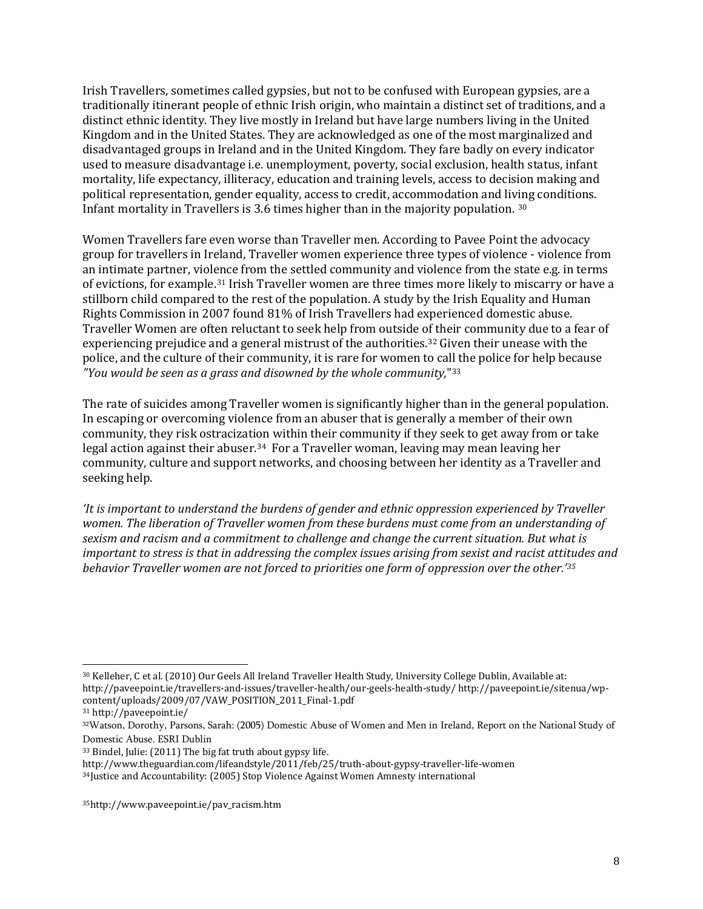Irish Travellers, sometimes called gypsies, but not to be confused with European gypsies, are a traditionally itinerant people of ethnic Irish origin, who maintain a distinct set of traditions, and a distinct ethnic identity. They live mostly in Ireland but have large numbers living in the United Kingdom and in the United States. They are acknowledged as one of the most marginalized and disadvantaged groups in Ireland and in the United Kingdom. They fare badly on every indicator used to measure disadvantage i.e. unemployment, poverty, social exclusion, health status, infant mortality, life expectancy, illiteracy, education and training levels, access to decision making and political representation, gender equality, access to credit, accommodation and living conditions. Infant mortality in Travellers is 3.6 times higher than in the majority population. [30]

Women Travellers fare even worse than Traveller men. According to Pavee Point the advocacy group for travellers in Ireland, Traveller women experience three types of violence - violence from an intimate partner, violence from the settled community and violence from the state e.g. in terms of evictions, for example.[31] Irish Traveller women are three times more likely to miscarry or have a stillborn child compared to the rest of the population. A study by the Irish Equality and Human Rights Commission in 2007 found 81% of Irish Travellers had experienced domestic abuse. Traveller Women are often reluctant to seek help from outside of their community due to a fear of experiencing prejudice and a general mistrust of the authorities.[32] Given their unease with the police, and the culture of their community, it is rare for women to call the police for help because *"You would be seen as a grass and disowned by the whole community,"*[33]

The rate of suicides among Traveller women is significantly higher than in the general population. In escaping or overcoming violence from an abuser that is generally a member of their own community, they risk ostracization within their community if they seek to get away from or take legal action against their abuser.[34] For a Traveller woman, leaving may mean leaving her community, culture and support networks, and choosing between her identity as a Traveller and seeking help.

*'It is important to understand the burdens of gender and ethnic oppression experienced by Traveller women. The liberation of Traveller women from these burdens must come from an understanding of sexism and racism and a commitment to challenge and change the current situation. But what is important to stress is that in addressing the complex issues arising from sexist and racist attitudes and behavior Traveller women are not forced to priorities one form of oppression over the other.'*[35]

---

[30] Kelleher, C et al. (2010) Our Geels All Ireland Traveller Health Study, University College Dublin, Available at: http://paveepoint.ie/travellers-and-issues/traveller-health/our-geels-health-study/ http://paveepoint.ie/sitenua/wp-content/uploads/2009/07/VAW_POSITION_2011_Final-1.pdf

[31] http://paveepoint.ie/

[32] Watson, Dorothy, Parsons, Sarah: (2005) Domestic Abuse of Women and Men in Ireland, Report on the National Study of Domestic Abuse. ESRI Dublin

[33] Bindel, Julie: (2011) The big fat truth about gypsy life. http://www.theguardian.com/lifeandstyle/2011/feb/25/truth-about-gypsy-traveller-life-women

[34] Justice and Accountability: (2005) Stop Violence Against Women Amnesty international

[35] http://www.paveepoint.ie/pav_racism.htm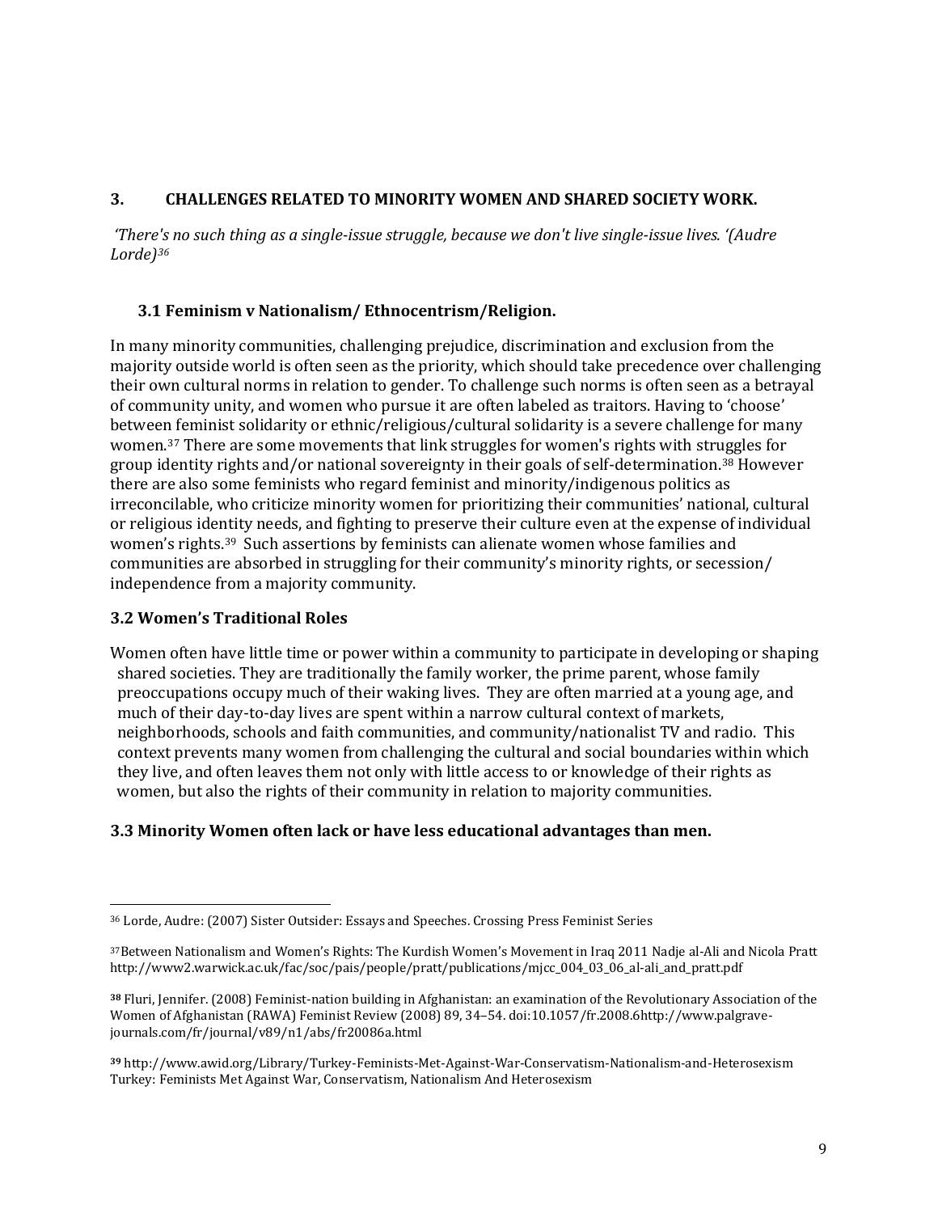## 3. CHALLENGES RELATED TO MINORITY WOMEN AND SHARED SOCIETY WORK.

*'There's no such thing as a single-issue struggle, because we don't live single-issue lives. '(Audre Lorde)[36]*

### 3.1 Feminism v Nationalism/ Ethnocentrism/Religion.

In many minority communities, challenging prejudice, discrimination and exclusion from the majority outside world is often seen as the priority, which should take precedence over challenging their own cultural norms in relation to gender. To challenge such norms is often seen as a betrayal of community unity, and women who pursue it are often labeled as traitors. Having to 'choose' between feminist solidarity or ethnic/religious/cultural solidarity is a severe challenge for many women.[37] There are some movements that link struggles for women's rights with struggles for group identity rights and/or national sovereignty in their goals of self-determination.[38] However there are also some feminists who regard feminist and minority/indigenous politics as irreconcilable, who criticize minority women for prioritizing their communities' national, cultural or religious identity needs, and fighting to preserve their culture even at the expense of individual women's rights.[39] Such assertions by feminists can alienate women whose families and communities are absorbed in struggling for their community's minority rights, or secession/ independence from a majority community.

### 3.2 Women's Traditional Roles

Women often have little time or power within a community to participate in developing or shaping shared societies. They are traditionally the family worker, the prime parent, whose family preoccupations occupy much of their waking lives. They are often married at a young age, and much of their day-to-day lives are spent within a narrow cultural context of markets, neighborhoods, schools and faith communities, and community/nationalist TV and radio. This context prevents many women from challenging the cultural and social boundaries within which they live, and often leaves them not only with little access to or knowledge of their rights as women, but also the rights of their community in relation to majority communities.

### 3.3 Minority Women often lack or have less educational advantages than men.

---

[36] Lorde, Audre: (2007) Sister Outsider: Essays and Speeches. Crossing Press Feminist Series

[37] Between Nationalism and Women's Rights: The Kurdish Women's Movement in Iraq 2011 Nadje al-Ali and Nicola Pratt http://www2.warwick.ac.uk/fac/soc/pais/people/pratt/publications/mjcc_004_03_06_al-ali_and_pratt.pdf

[38] Fluri, Jennifer. (2008) Feminist-nation building in Afghanistan: an examination of the Revolutionary Association of the Women of Afghanistan (RAWA) Feminist Review (2008) 89, 34–54. doi:10.1057/fr.2008.6http://www.palgrave-journals.com/fr/journal/v89/n1/abs/fr20086a.html

[39] http://www.awid.org/Library/Turkey-Feminists-Met-Against-War-Conservatism-Nationalism-and-Heterosexism Turkey: Feminists Met Against War, Conservatism, Nationalism And Heterosexism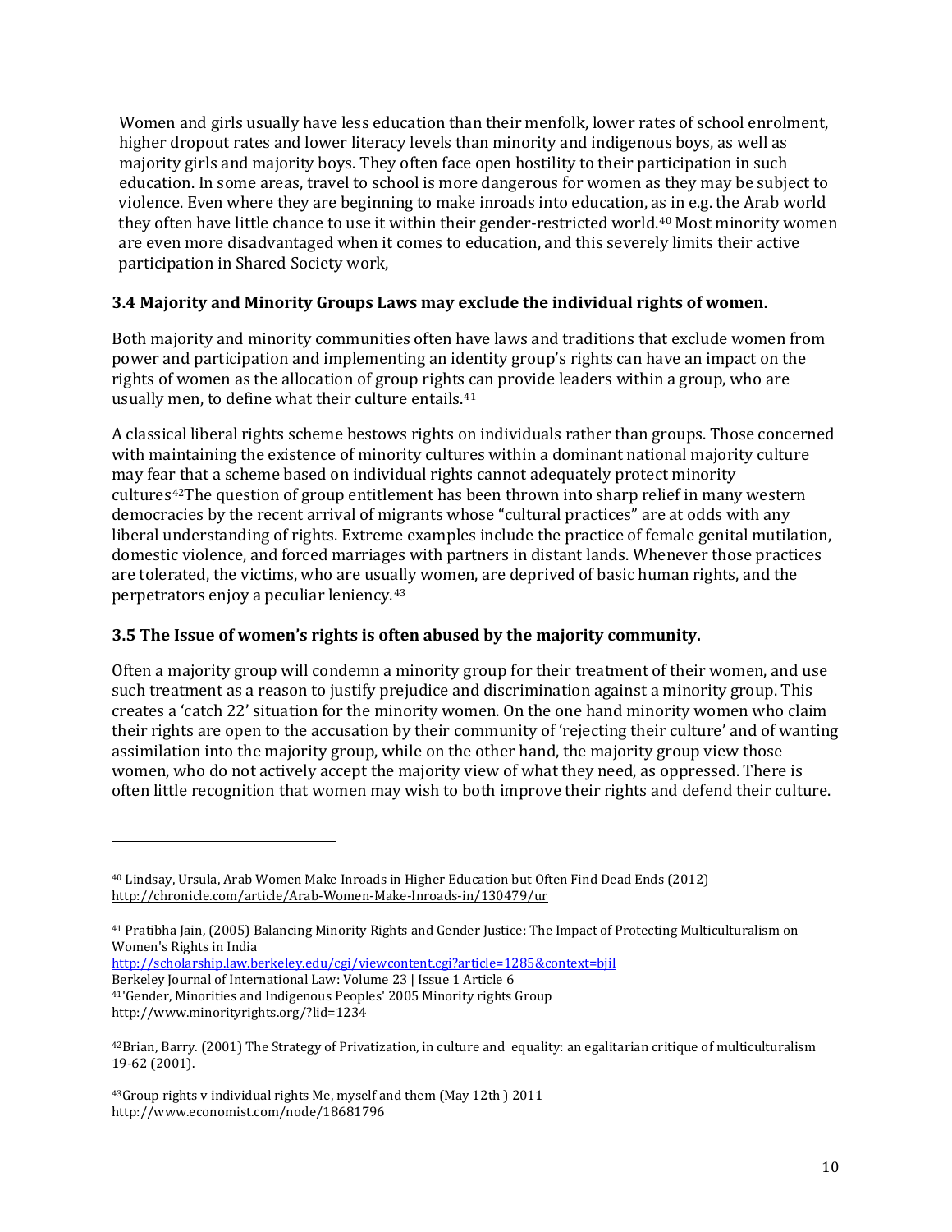Women and girls usually have less education than their menfolk, lower rates of school enrolment, higher dropout rates and lower literacy levels than minority and indigenous boys, as well as majority girls and majority boys. They often face open hostility to their participation in such education. In some areas, travel to school is more dangerous for women as they may be subject to violence. Even where they are beginning to make inroads into education, as in e.g. the Arab world they often have little chance to use it within their gender-restricted world.[40] Most minority women are even more disadvantaged when it comes to education, and this severely limits their active participation in Shared Society work,

### 3.4 Majority and Minority Groups Laws may exclude the individual rights of women.

Both majority and minority communities often have laws and traditions that exclude women from power and participation and implementing an identity group's rights can have an impact on the rights of women as the allocation of group rights can provide leaders within a group, who are usually men, to define what their culture entails.[41]

A classical liberal rights scheme bestows rights on individuals rather than groups. Those concerned with maintaining the existence of minority cultures within a dominant national majority culture may fear that a scheme based on individual rights cannot adequately protect minority cultures[42]The question of group entitlement has been thrown into sharp relief in many western democracies by the recent arrival of migrants whose "cultural practices" are at odds with any liberal understanding of rights. Extreme examples include the practice of female genital mutilation, domestic violence, and forced marriages with partners in distant lands. Whenever those practices are tolerated, the victims, who are usually women, are deprived of basic human rights, and the perpetrators enjoy a peculiar leniency.[43]

### 3.5 The Issue of women's rights is often abused by the majority community.

Often a majority group will condemn a minority group for their treatment of their women, and use such treatment as a reason to justify prejudice and discrimination against a minority group. This creates a 'catch 22' situation for the minority women. On the one hand minority women who claim their rights are open to the accusation by their community of 'rejecting their culture' and of wanting assimilation into the majority group, while on the other hand, the majority group view those women, who do not actively accept the majority view of what they need, as oppressed. There is often little recognition that women may wish to both improve their rights and defend their culture.

---

[40] Lindsay, Ursula, Arab Women Make Inroads in Higher Education but Often Find Dead Ends (2012) http://chronicle.com/article/Arab-Women-Make-Inroads-in/130479/ur

[41] Pratibha Jain, (2005) Balancing Minority Rights and Gender Justice: The Impact of Protecting Multiculturalism on Women's Rights in India
http://scholarship.law.berkeley.edu/cgi/viewcontent.cgi?article=1285&context=bjil
Berkeley Journal of International Law: Volume 23 | Issue 1 Article 6
[41]'Gender, Minorities and Indigenous Peoples' 2005 Minority rights Group
http://www.minorityrights.org/?lid=1234

[42]Brian, Barry. (2001) The Strategy of Privatization, in culture and equality: an egalitarian critique of multiculturalism 19-62 (2001).

[43]Group rights v individual rights Me, myself and them (May 12th ) 2011
http://www.economist.com/node/18681796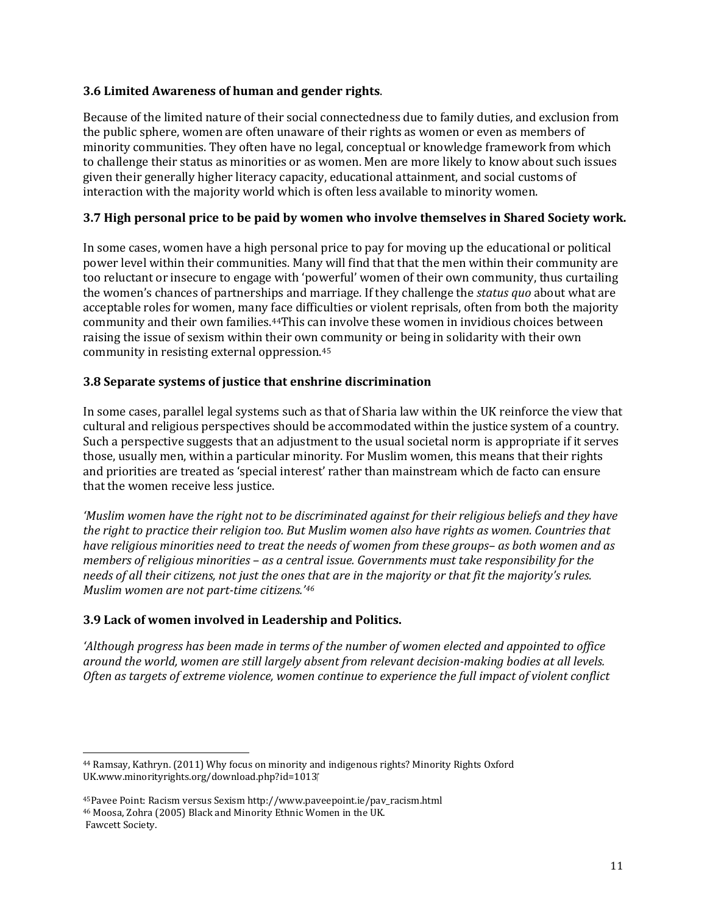### 3.6 Limited Awareness of human and gender rights.

Because of the limited nature of their social connectedness due to family duties, and exclusion from the public sphere, women are often unaware of their rights as women or even as members of minority communities. They often have no legal, conceptual or knowledge framework from which to challenge their status as minorities or as women. Men are more likely to know about such issues given their generally higher literacy capacity, educational attainment, and social customs of interaction with the majority world which is often less available to minority women.

### 3.7 High personal price to be paid by women who involve themselves in Shared Society work.

In some cases, women have a high personal price to pay for moving up the educational or political power level within their communities. Many will find that that the men within their community are too reluctant or insecure to engage with 'powerful' women of their own community, thus curtailing the women's chances of partnerships and marriage. If they challenge the *status quo* about what are acceptable roles for women, many face difficulties or violent reprisals, often from both the majority community and their own families.[44]This can involve these women in invidious choices between raising the issue of sexism within their own community or being in solidarity with their own community in resisting external oppression.[45]

### 3.8 Separate systems of justice that enshrine discrimination

In some cases, parallel legal systems such as that of Sharia law within the UK reinforce the view that cultural and religious perspectives should be accommodated within the justice system of a country. Such a perspective suggests that an adjustment to the usual societal norm is appropriate if it serves those, usually men, within a particular minority. For Muslim women, this means that their rights and priorities are treated as 'special interest' rather than mainstream which de facto can ensure that the women receive less justice.

*'Muslim women have the right not to be discriminated against for their religious beliefs and they have the right to practice their religion too. But Muslim women also have rights as women. Countries that have religious minorities need to treat the needs of women from these groups– as both women and as members of religious minorities – as a central issue. Governments must take responsibility for the needs of all their citizens, not just the ones that are in the majority or that fit the majority's rules. Muslim women are not part-time citizens.'*[46]

### 3.9 Lack of women involved in Leadership and Politics.

*'Although progress has been made in terms of the number of women elected and appointed to office around the world, women are still largely absent from relevant decision-making bodies at all levels. Often as targets of extreme violence, women continue to experience the full impact of violent conflict*

---

[44] Ramsay, Kathryn. (2011) Why focus on minority and indigenous rights? Minority Rights Oxford UK.www.minorityrights.org/download.php?id=1013

[45] Pavee Point: Racism versus Sexism http://www.paveepoint.ie/pav_racism.html

[46] Moosa, Zohra (2005) Black and Minority Ethnic Women in the UK. Fawcett Society.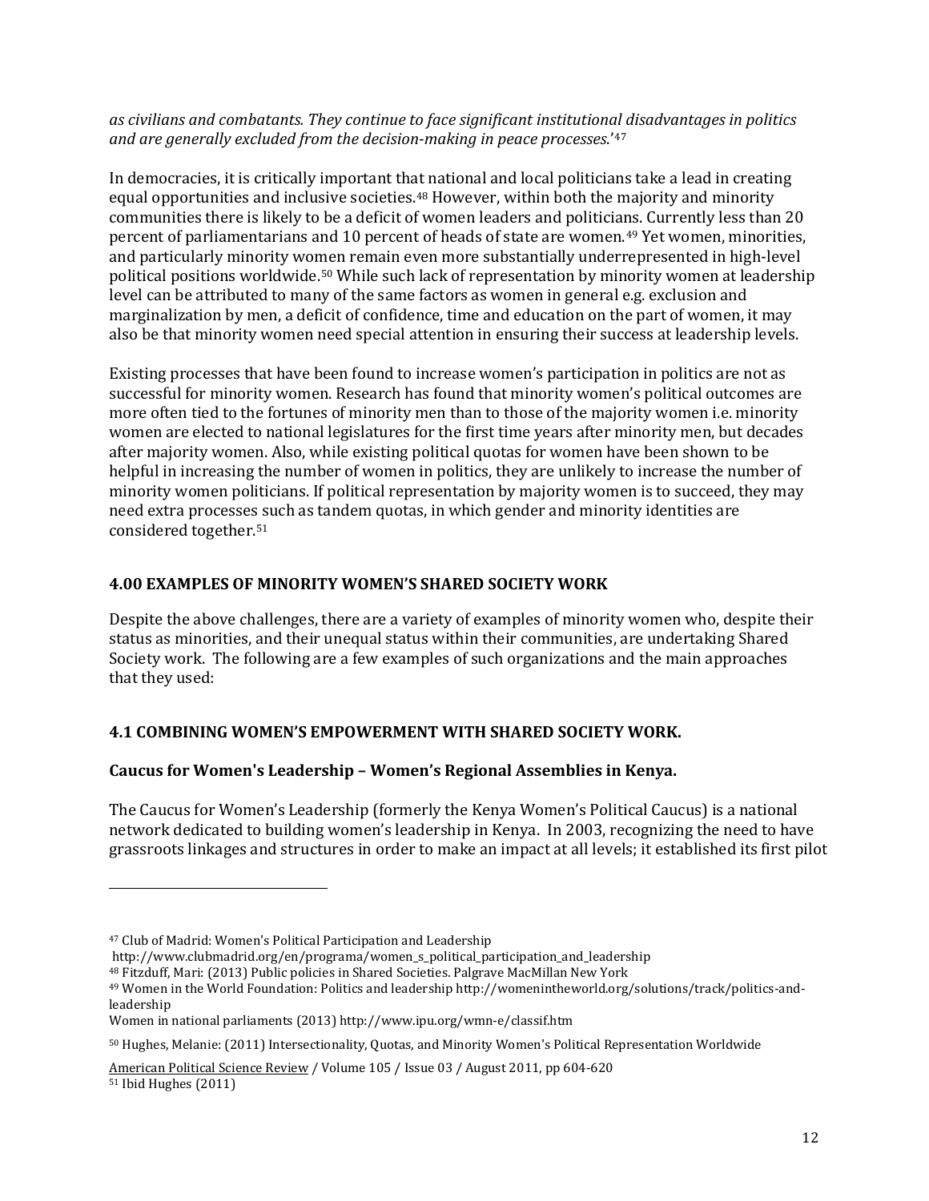*as civilians and combatants. They continue to face significant institutional disadvantages in politics and are generally excluded from the decision-making in peace processes.*'[47]

In democracies, it is critically important that national and local politicians take a lead in creating equal opportunities and inclusive societies.[48] However, within both the majority and minority communities there is likely to be a deficit of women leaders and politicians. Currently less than 20 percent of parliamentarians and 10 percent of heads of state are women.[49] Yet women, minorities, and particularly minority women remain even more substantially underrepresented in high-level political positions worldwide.[50] While such lack of representation by minority women at leadership level can be attributed to many of the same factors as women in general e.g. exclusion and marginalization by men, a deficit of confidence, time and education on the part of women, it may also be that minority women need special attention in ensuring their success at leadership levels.

Existing processes that have been found to increase women's participation in politics are not as successful for minority women. Research has found that minority women's political outcomes are more often tied to the fortunes of minority men than to those of the majority women i.e. minority women are elected to national legislatures for the first time years after minority men, but decades after majority women. Also, while existing political quotas for women have been shown to be helpful in increasing the number of women in politics, they are unlikely to increase the number of minority women politicians. If political representation by majority women is to succeed, they may need extra processes such as tandem quotas, in which gender and minority identities are considered together.[51]

## 4.00 EXAMPLES OF MINORITY WOMEN'S SHARED SOCIETY WORK

Despite the above challenges, there are a variety of examples of minority women who, despite their status as minorities, and their unequal status within their communities, are undertaking Shared Society work. The following are a few examples of such organizations and the main approaches that they used:

### 4.1 COMBINING WOMEN'S EMPOWERMENT WITH SHARED SOCIETY WORK.

**Caucus for Women's Leadership – Women's Regional Assemblies in Kenya.**

The Caucus for Women's Leadership (formerly the Kenya Women's Political Caucus) is a national network dedicated to building women's leadership in Kenya. In 2003, recognizing the need to have grassroots linkages and structures in order to make an impact at all levels; it established its first pilot

---

[47] Club of Madrid: Women's Political Participation and Leadership http://www.clubmadrid.org/en/programa/women_s_political_participation_and_leadership

[48] Fitzduff, Mari: (2013) Public policies in Shared Societies. Palgrave MacMillan New York

[49] Women in the World Foundation: Politics and leadership http://womenintheworld.org/solutions/track/politics-and-leadership

Women in national parliaments (2013) http://www.ipu.org/wmn-e/classif.htm

[50] Hughes, Melanie: (2011) Intersectionality, Quotas, and Minority Women's Political Representation Worldwide

American Political Science Review / Volume 105 / Issue 03 / August 2011, pp 604-620

[51] Ibid Hughes (2011)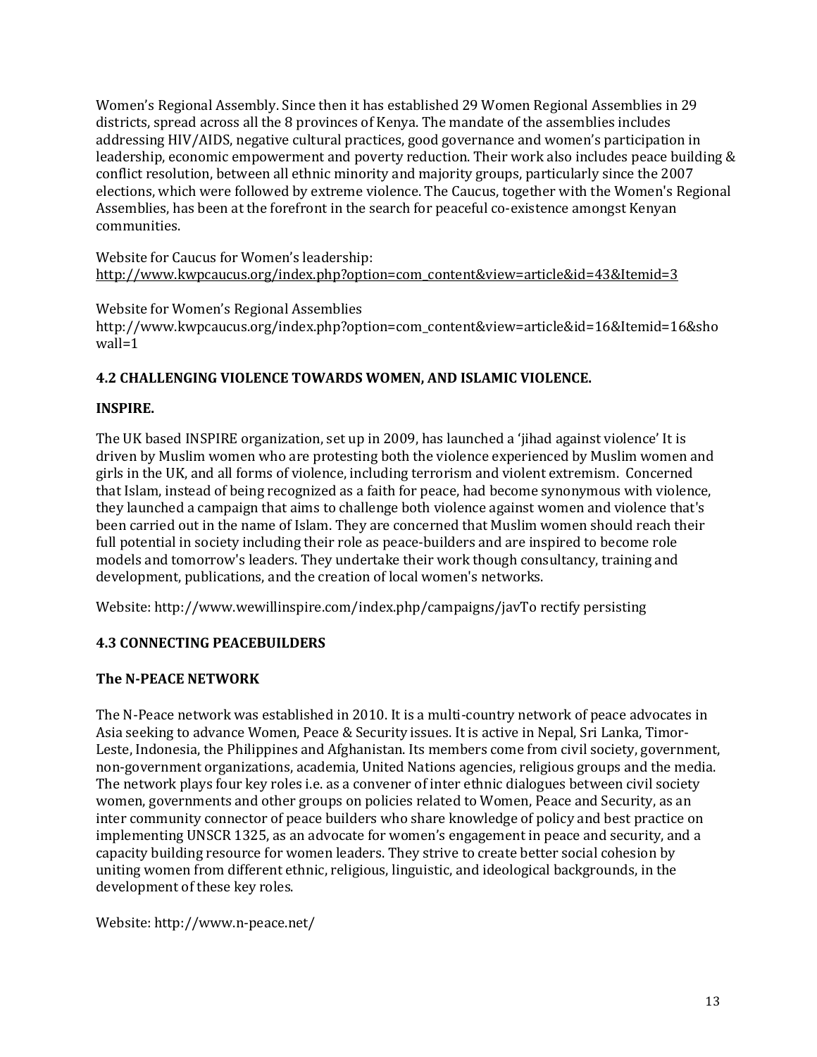Women's Regional Assembly. Since then it has established 29 Women Regional Assemblies in 29 districts, spread across all the 8 provinces of Kenya. The mandate of the assemblies includes addressing HIV/AIDS, negative cultural practices, good governance and women's participation in leadership, economic empowerment and poverty reduction. Their work also includes peace building & conflict resolution, between all ethnic minority and majority groups, particularly since the 2007 elections, which were followed by extreme violence. The Caucus, together with the Women's Regional Assemblies, has been at the forefront in the search for peaceful co-existence amongst Kenyan communities.

Website for Caucus for Women's leadership:
http://www.kwpcaucus.org/index.php?option=com_content&view=article&id=43&Itemid=3

Website for Women's Regional Assemblies
http://www.kwpcaucus.org/index.php?option=com_content&view=article&id=16&Itemid=16&showall=1

### 4.2 CHALLENGING VIOLENCE TOWARDS WOMEN, AND ISLAMIC VIOLENCE.

**INSPIRE.**

The UK based INSPIRE organization, set up in 2009, has launched a 'jihad against violence' It is driven by Muslim women who are protesting both the violence experienced by Muslim women and girls in the UK, and all forms of violence, including terrorism and violent extremism. Concerned that Islam, instead of being recognized as a faith for peace, had become synonymous with violence, they launched a campaign that aims to challenge both violence against women and violence that's been carried out in the name of Islam. They are concerned that Muslim women should reach their full potential in society including their role as peace-builders and are inspired to become role models and tomorrow's leaders. They undertake their work though consultancy, training and development, publications, and the creation of local women's networks.

Website: http://www.wewillinspire.com/index.php/campaigns/javTo rectify persisting

### 4.3 CONNECTING PEACEBUILDERS

**The N-PEACE NETWORK**

The N-Peace network was established in 2010. It is a multi-country network of peace advocates in Asia seeking to advance Women, Peace & Security issues. It is active in Nepal, Sri Lanka, Timor-Leste, Indonesia, the Philippines and Afghanistan. Its members come from civil society, government, non-government organizations, academia, United Nations agencies, religious groups and the media. The network plays four key roles i.e. as a convener of inter ethnic dialogues between civil society women, governments and other groups on policies related to Women, Peace and Security, as an inter community connector of peace builders who share knowledge of policy and best practice on implementing UNSCR 1325, as an advocate for women's engagement in peace and security, and a capacity building resource for women leaders. They strive to create better social cohesion by uniting women from different ethnic, religious, linguistic, and ideological backgrounds, in the development of these key roles.

Website: http://www.n-peace.net/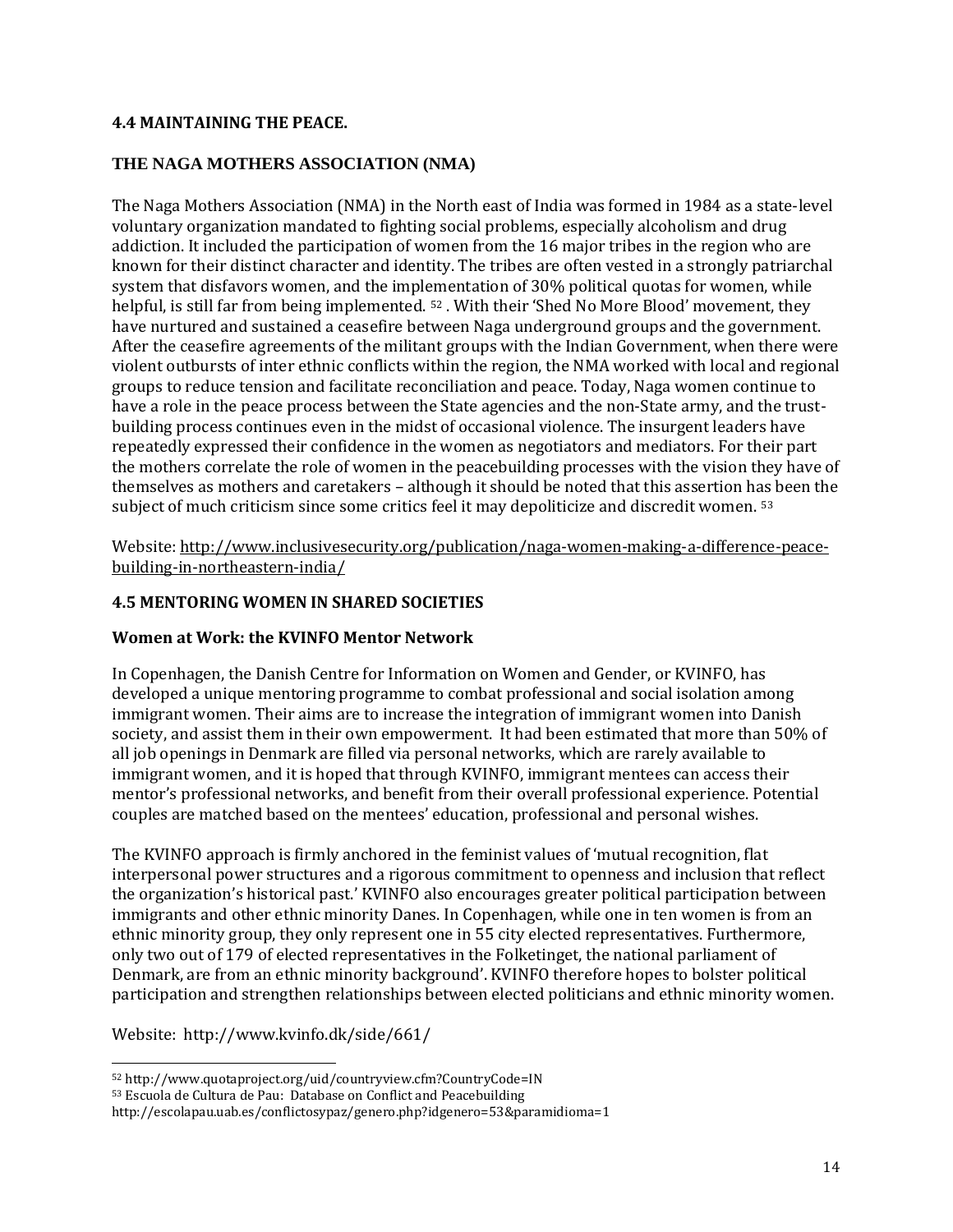## 4.4 MAINTAINING THE PEACE.

### THE NAGA MOTHERS ASSOCIATION (NMA)

The Naga Mothers Association (NMA) in the North east of India was formed in 1984 as a state-level voluntary organization mandated to fighting social problems, especially alcoholism and drug addiction. It included the participation of women from the 16 major tribes in the region who are known for their distinct character and identity. The tribes are often vested in a strongly patriarchal system that disfavors women, and the implementation of 30% political quotas for women, while helpful, is still far from being implemented. [52] . With their 'Shed No More Blood' movement, they have nurtured and sustained a ceasefire between Naga underground groups and the government. After the ceasefire agreements of the militant groups with the Indian Government, when there were violent outbursts of inter ethnic conflicts within the region, the NMA worked with local and regional groups to reduce tension and facilitate reconciliation and peace. Today, Naga women continue to have a role in the peace process between the State agencies and the non-State army, and the trust-building process continues even in the midst of occasional violence. The insurgent leaders have repeatedly expressed their confidence in the women as negotiators and mediators. For their part the mothers correlate the role of women in the peacebuilding processes with the vision they have of themselves as mothers and caretakers – although it should be noted that this assertion has been the subject of much criticism since some critics feel it may depoliticize and discredit women. [53]

Website: http://www.inclusivesecurity.org/publication/naga-women-making-a-difference-peace-building-in-northeastern-india/

## 4.5 MENTORING WOMEN IN SHARED SOCIETIES

### Women at Work: the KVINFO Mentor Network

In Copenhagen, the Danish Centre for Information on Women and Gender, or KVINFO, has developed a unique mentoring programme to combat professional and social isolation among immigrant women. Their aims are to increase the integration of immigrant women into Danish society, and assist them in their own empowerment. It had been estimated that more than 50% of all job openings in Denmark are filled via personal networks, which are rarely available to immigrant women, and it is hoped that through KVINFO, immigrant mentees can access their mentor's professional networks, and benefit from their overall professional experience. Potential couples are matched based on the mentees' education, professional and personal wishes.

The KVINFO approach is firmly anchored in the feminist values of 'mutual recognition, flat interpersonal power structures and a rigorous commitment to openness and inclusion that reflect the organization's historical past.' KVINFO also encourages greater political participation between immigrants and other ethnic minority Danes. In Copenhagen, while one in ten women is from an ethnic minority group, they only represent one in 55 city elected representatives. Furthermore, only two out of 179 of elected representatives in the Folketinget, the national parliament of Denmark, are from an ethnic minority background'. KVINFO therefore hopes to bolster political participation and strengthen relationships between elected politicians and ethnic minority women.

Website: http://www.kvinfo.dk/side/661/

---

[52] http://www.quotaproject.org/uid/countryview.cfm?CountryCode=IN

[53] Escuola de Cultura de Pau: Database on Conflict and Peacebuilding http://escolapau.uab.es/conflictosypaz/genero.php?idgenero=53&paramidioma=1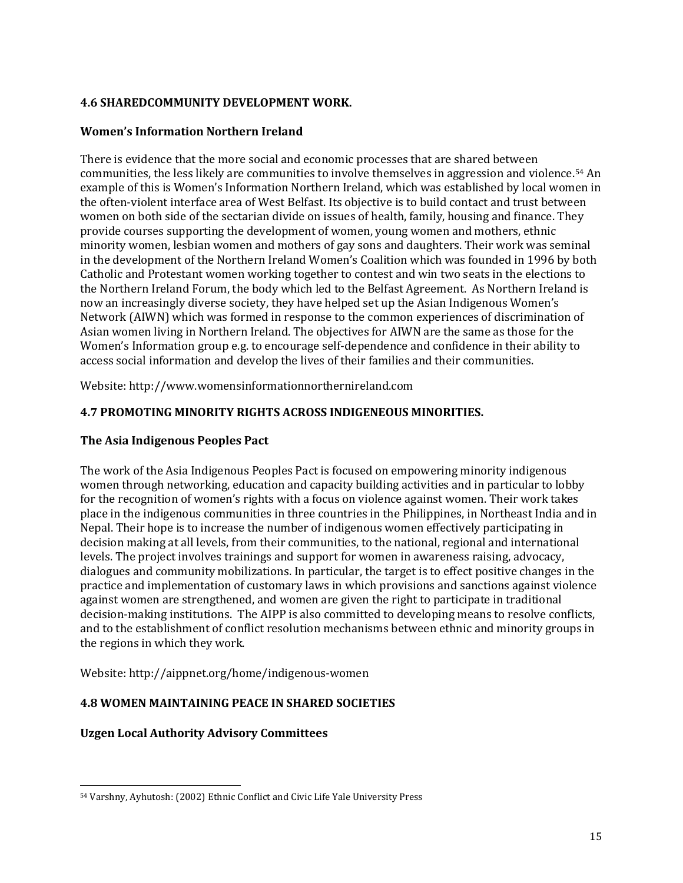### 4.6 SHAREDCOMMUNITY DEVELOPMENT WORK.

**Women's Information Northern Ireland**

There is evidence that the more social and economic processes that are shared between communities, the less likely are communities to involve themselves in aggression and violence.[54] An example of this is Women's Information Northern Ireland, which was established by local women in the often-violent interface area of West Belfast. Its objective is to build contact and trust between women on both side of the sectarian divide on issues of health, family, housing and finance. They provide courses supporting the development of women, young women and mothers, ethnic minority women, lesbian women and mothers of gay sons and daughters. Their work was seminal in the development of the Northern Ireland Women's Coalition which was founded in 1996 by both Catholic and Protestant women working together to contest and win two seats in the elections to the Northern Ireland Forum, the body which led to the Belfast Agreement. As Northern Ireland is now an increasingly diverse society, they have helped set up the Asian Indigenous Women's Network (AIWN) which was formed in response to the common experiences of discrimination of Asian women living in Northern Ireland. The objectives for AIWN are the same as those for the Women's Information group e.g. to encourage self-dependence and confidence in their ability to access social information and develop the lives of their families and their communities.

Website: http://www.womensinformationnorthernireland.com

### 4.7 PROMOTING MINORITY RIGHTS ACROSS INDIGENEOUS MINORITIES.

**The Asia Indigenous Peoples Pact**

The work of the Asia Indigenous Peoples Pact is focused on empowering minority indigenous women through networking, education and capacity building activities and in particular to lobby for the recognition of women's rights with a focus on violence against women. Their work takes place in the indigenous communities in three countries in the Philippines, in Northeast India and in Nepal. Their hope is to increase the number of indigenous women effectively participating in decision making at all levels, from their communities, to the national, regional and international levels. The project involves trainings and support for women in awareness raising, advocacy, dialogues and community mobilizations. In particular, the target is to effect positive changes in the practice and implementation of customary laws in which provisions and sanctions against violence against women are strengthened, and women are given the right to participate in traditional decision-making institutions. The AIPP is also committed to developing means to resolve conflicts, and to the establishment of conflict resolution mechanisms between ethnic and minority groups in the regions in which they work.

Website: http://aippnet.org/home/indigenous-women

### 4.8 WOMEN MAINTAINING PEACE IN SHARED SOCIETIES

**Uzgen Local Authority Advisory Committees**

---

[54] Varshny, Ayhutosh: (2002) Ethnic Conflict and Civic Life Yale University Press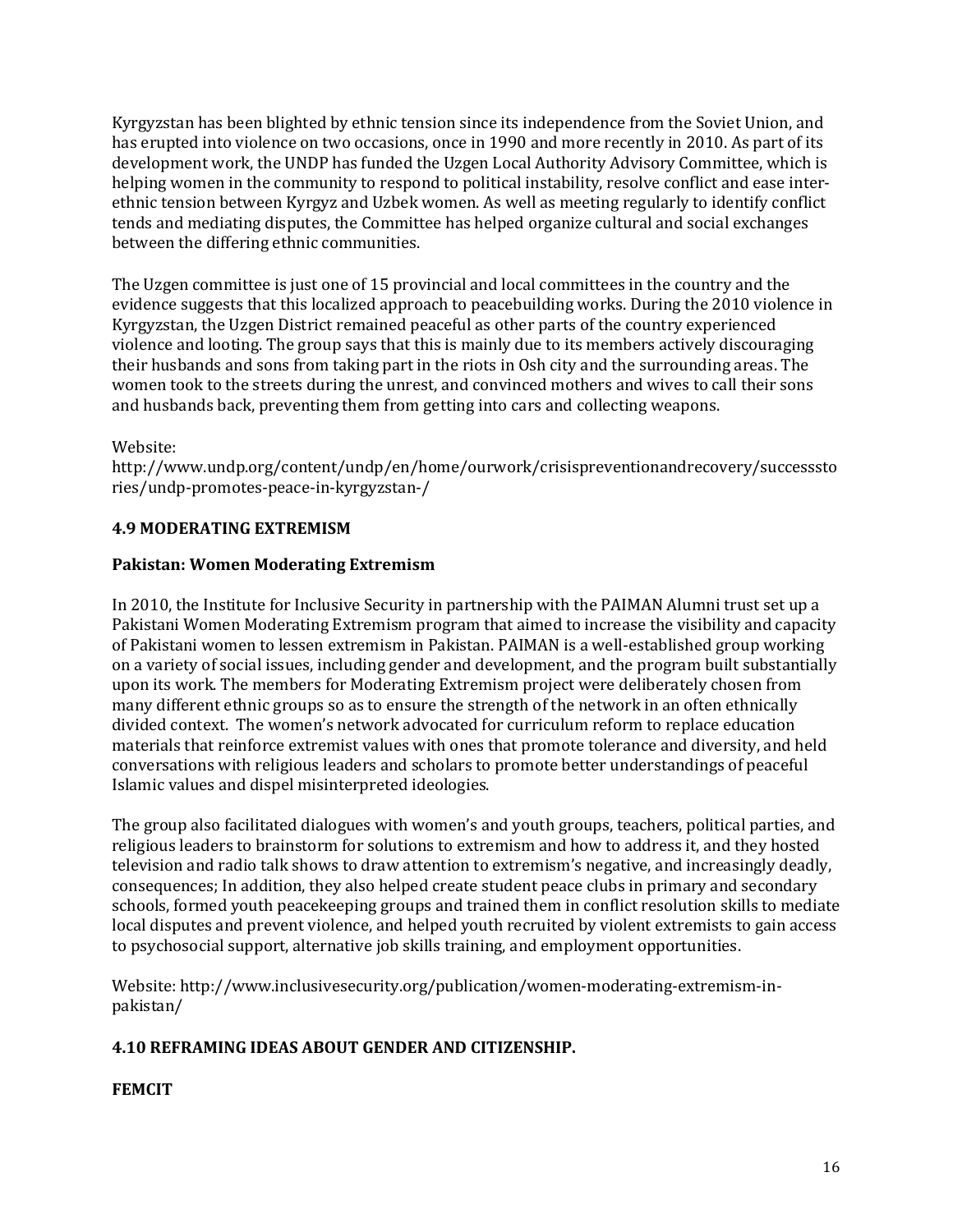Kyrgyzstan has been blighted by ethnic tension since its independence from the Soviet Union, and has erupted into violence on two occasions, once in 1990 and more recently in 2010. As part of its development work, the UNDP has funded the Uzgen Local Authority Advisory Committee, which is helping women in the community to respond to political instability, resolve conflict and ease inter-ethnic tension between Kyrgyz and Uzbek women. As well as meeting regularly to identify conflict tends and mediating disputes, the Committee has helped organize cultural and social exchanges between the differing ethnic communities.

The Uzgen committee is just one of 15 provincial and local committees in the country and the evidence suggests that this localized approach to peacebuilding works. During the 2010 violence in Kyrgyzstan, the Uzgen District remained peaceful as other parts of the country experienced violence and looting. The group says that this is mainly due to its members actively discouraging their husbands and sons from taking part in the riots in Osh city and the surrounding areas. The women took to the streets during the unrest, and convinced mothers and wives to call their sons and husbands back, preventing them from getting into cars and collecting weapons.

Website:
http://www.undp.org/content/undp/en/home/ourwork/crisispreventionandrecovery/successstories/undp-promotes-peace-in-kyrgyzstan-/

### 4.9 MODERATING EXTREMISM

**Pakistan: Women Moderating Extremism**

In 2010, the Institute for Inclusive Security in partnership with the PAIMAN Alumni trust set up a Pakistani Women Moderating Extremism program that aimed to increase the visibility and capacity of Pakistani women to lessen extremism in Pakistan. PAIMAN is a well-established group working on a variety of social issues, including gender and development, and the program built substantially upon its work. The members for Moderating Extremism project were deliberately chosen from many different ethnic groups so as to ensure the strength of the network in an often ethnically divided context. The women's network advocated for curriculum reform to replace education materials that reinforce extremist values with ones that promote tolerance and diversity, and held conversations with religious leaders and scholars to promote better understandings of peaceful Islamic values and dispel misinterpreted ideologies.

The group also facilitated dialogues with women's and youth groups, teachers, political parties, and religious leaders to brainstorm for solutions to extremism and how to address it, and they hosted television and radio talk shows to draw attention to extremism's negative, and increasingly deadly, consequences; In addition, they also helped create student peace clubs in primary and secondary schools, formed youth peacekeeping groups and trained them in conflict resolution skills to mediate local disputes and prevent violence, and helped youth recruited by violent extremists to gain access to psychosocial support, alternative job skills training, and employment opportunities.

Website: http://www.inclusivesecurity.org/publication/women-moderating-extremism-in-pakistan/

### 4.10 REFRAMING IDEAS ABOUT GENDER AND CITIZENSHIP.

**FEMCIT**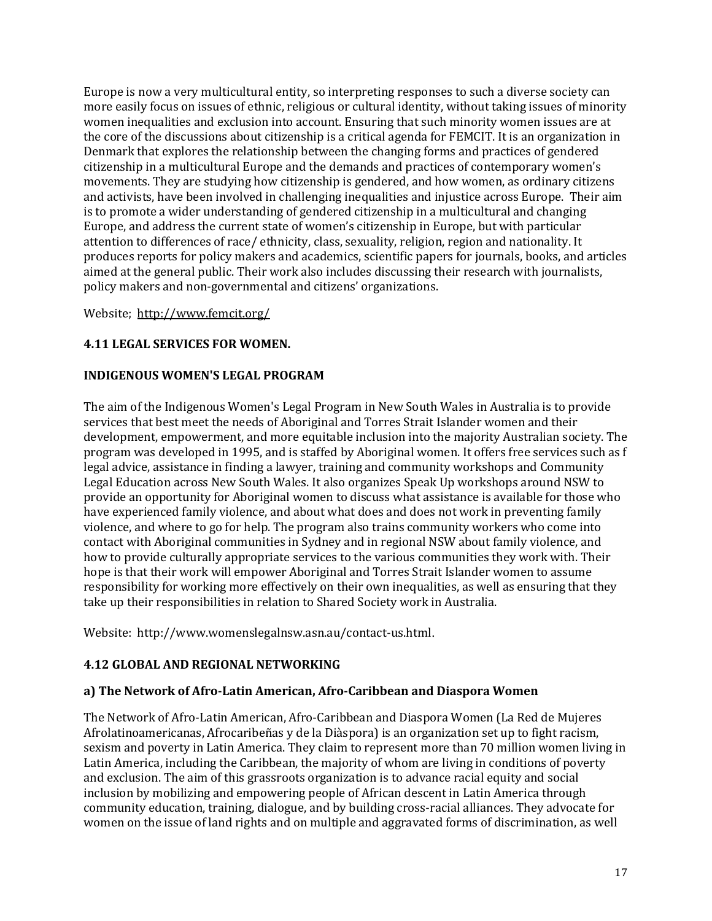Europe is now a very multicultural entity, so interpreting responses to such a diverse society can more easily focus on issues of ethnic, religious or cultural identity, without taking issues of minority women inequalities and exclusion into account. Ensuring that such minority women issues are at the core of the discussions about citizenship is a critical agenda for FEMCIT. It is an organization in Denmark that explores the relationship between the changing forms and practices of gendered citizenship in a multicultural Europe and the demands and practices of contemporary women's movements. They are studying how citizenship is gendered, and how women, as ordinary citizens and activists, have been involved in challenging inequalities and injustice across Europe. Their aim is to promote a wider understanding of gendered citizenship in a multicultural and changing Europe, and address the current state of women's citizenship in Europe, but with particular attention to differences of race/ ethnicity, class, sexuality, religion, region and nationality. It produces reports for policy makers and academics, scientific papers for journals, books, and articles aimed at the general public. Their work also includes discussing their research with journalists, policy makers and non-governmental and citizens' organizations.

Website; http://www.femcit.org/

### 4.11 LEGAL SERVICES FOR WOMEN.

#### INDIGENOUS WOMEN'S LEGAL PROGRAM

The aim of the Indigenous Women's Legal Program in New South Wales in Australia is to provide services that best meet the needs of Aboriginal and Torres Strait Islander women and their development, empowerment, and more equitable inclusion into the majority Australian society. The program was developed in 1995, and is staffed by Aboriginal women. It offers free services such as f legal advice, assistance in finding a lawyer, training and community workshops and Community Legal Education across New South Wales. It also organizes Speak Up workshops around NSW to provide an opportunity for Aboriginal women to discuss what assistance is available for those who have experienced family violence, and about what does and does not work in preventing family violence, and where to go for help. The program also trains community workers who come into contact with Aboriginal communities in Sydney and in regional NSW about family violence, and how to provide culturally appropriate services to the various communities they work with. Their hope is that their work will empower Aboriginal and Torres Strait Islander women to assume responsibility for working more effectively on their own inequalities, as well as ensuring that they take up their responsibilities in relation to Shared Society work in Australia.

Website: http://www.womenslegalnsw.asn.au/contact-us.html.

### 4.12 GLOBAL AND REGIONAL NETWORKING

#### a) The Network of Afro-Latin American, Afro-Caribbean and Diaspora Women

The Network of Afro-Latin American, Afro-Caribbean and Diaspora Women (La Red de Mujeres Afrolatinoamericanas, Afrocaribeñas y de la Diàspora) is an organization set up to fight racism, sexism and poverty in Latin America. They claim to represent more than 70 million women living in Latin America, including the Caribbean, the majority of whom are living in conditions of poverty and exclusion. The aim of this grassroots organization is to advance racial equity and social inclusion by mobilizing and empowering people of African descent in Latin America through community education, training, dialogue, and by building cross-racial alliances. They advocate for women on the issue of land rights and on multiple and aggravated forms of discrimination, as well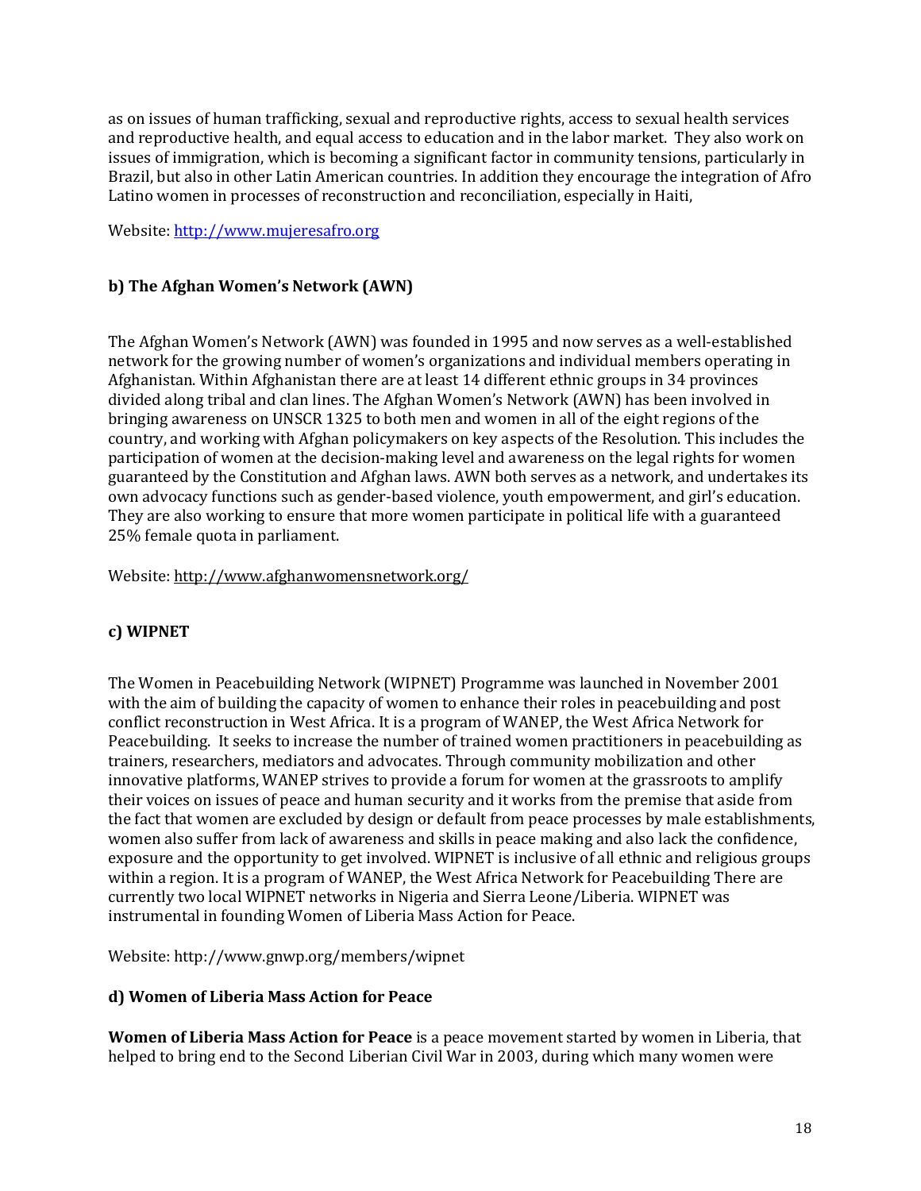as on issues of human trafficking, sexual and reproductive rights, access to sexual health services and reproductive health, and equal access to education and in the labor market. They also work on issues of immigration, which is becoming a significant factor in community tensions, particularly in Brazil, but also in other Latin American countries. In addition they encourage the integration of Afro Latino women in processes of reconstruction and reconciliation, especially in Haiti,

Website: [http://www.mujeresafro.org](http://www.mujeresafro.org)

### b) The Afghan Women's Network (AWN)

The Afghan Women's Network (AWN) was founded in 1995 and now serves as a well-established network for the growing number of women's organizations and individual members operating in Afghanistan. Within Afghanistan there are at least 14 different ethnic groups in 34 provinces divided along tribal and clan lines. The Afghan Women's Network (AWN) has been involved in bringing awareness on UNSCR 1325 to both men and women in all of the eight regions of the country, and working with Afghan policymakers on key aspects of the Resolution. This includes the participation of women at the decision-making level and awareness on the legal rights for women guaranteed by the Constitution and Afghan laws. AWN both serves as a network, and undertakes its own advocacy functions such as gender-based violence, youth empowerment, and girl's education. They are also working to ensure that more women participate in political life with a guaranteed 25% female quota in parliament.

Website: http://www.afghanwomensnetwork.org/

### c) WIPNET

The Women in Peacebuilding Network (WIPNET) Programme was launched in November 2001 with the aim of building the capacity of women to enhance their roles in peacebuilding and post conflict reconstruction in West Africa. It is a program of WANEP, the West Africa Network for Peacebuilding. It seeks to increase the number of trained women practitioners in peacebuilding as trainers, researchers, mediators and advocates. Through community mobilization and other innovative platforms, WANEP strives to provide a forum for women at the grassroots to amplify their voices on issues of peace and human security and it works from the premise that aside from the fact that women are excluded by design or default from peace processes by male establishments, women also suffer from lack of awareness and skills in peace making and also lack the confidence, exposure and the opportunity to get involved. WIPNET is inclusive of all ethnic and religious groups within a region. It is a program of WANEP, the West Africa Network for Peacebuilding There are currently two local WIPNET networks in Nigeria and Sierra Leone/Liberia. WIPNET was instrumental in founding Women of Liberia Mass Action for Peace.

Website: http://www.gnwp.org/members/wipnet

### d) Women of Liberia Mass Action for Peace

**Women of Liberia Mass Action for Peace** is a peace movement started by women in Liberia, that helped to bring end to the Second Liberian Civil War in 2003, during which many women were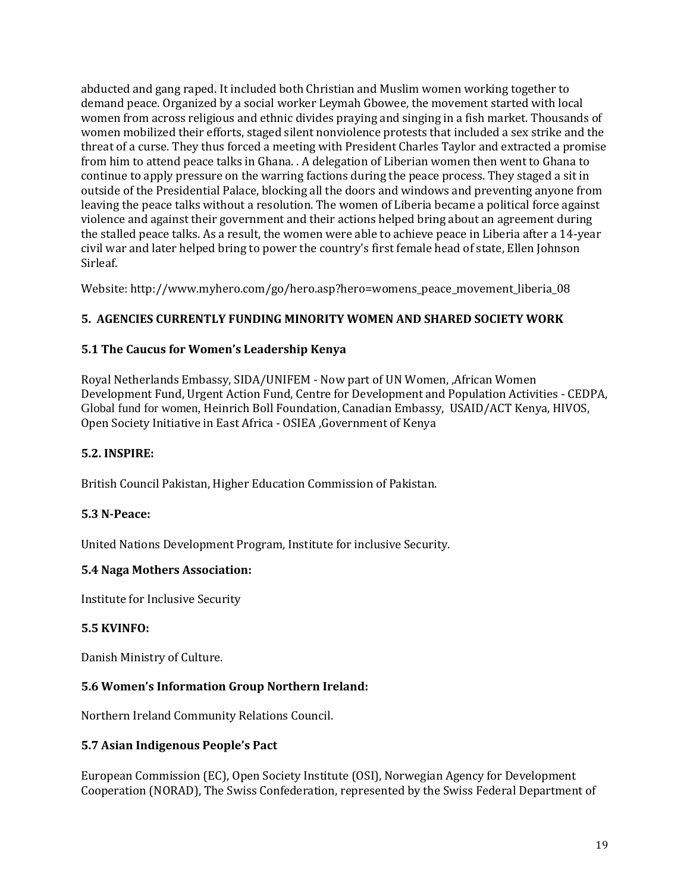abducted and gang raped. It included both Christian and Muslim women working together to demand peace. Organized by a social worker Leymah Gbowee, the movement started with local women from across religious and ethnic divides praying and singing in a fish market. Thousands of women mobilized their efforts, staged silent nonviolence protests that included a sex strike and the threat of a curse. They thus forced a meeting with President Charles Taylor and extracted a promise from him to attend peace talks in Ghana. . A delegation of Liberian women then went to Ghana to continue to apply pressure on the warring factions during the peace process. They staged a sit in outside of the Presidential Palace, blocking all the doors and windows and preventing anyone from leaving the peace talks without a resolution. The women of Liberia became a political force against violence and against their government and their actions helped bring about an agreement during the stalled peace talks. As a result, the women were able to achieve peace in Liberia after a 14-year civil war and later helped bring to power the country's first female head of state, Ellen Johnson Sirleaf.

Website: http://www.myhero.com/go/hero.asp?hero=womens_peace_movement_liberia_08

## 5. AGENCIES CURRENTLY FUNDING MINORITY WOMEN AND SHARED SOCIETY WORK

### 5.1 The Caucus for Women's Leadership Kenya

Royal Netherlands Embassy, SIDA/UNIFEM - Now part of UN Women, ,African Women Development Fund, Urgent Action Fund, Centre for Development and Population Activities - CEDPA, Global fund for women, Heinrich Boll Foundation, Canadian Embassy, USAID/ACT Kenya, HIVOS, Open Society Initiative in East Africa - OSIEA ,Government of Kenya

### 5.2. INSPIRE:

British Council Pakistan, Higher Education Commission of Pakistan.

### 5.3 N-Peace:

United Nations Development Program, Institute for inclusive Security.

### 5.4 Naga Mothers Association:

Institute for Inclusive Security

### 5.5 KVINFO:

Danish Ministry of Culture.

### 5.6 Women's Information Group Northern Ireland:

Northern Ireland Community Relations Council.

### 5.7 Asian Indigenous People's Pact

European Commission (EC), Open Society Institute (OSI), Norwegian Agency for Development Cooperation (NORAD), The Swiss Confederation, represented by the Swiss Federal Department of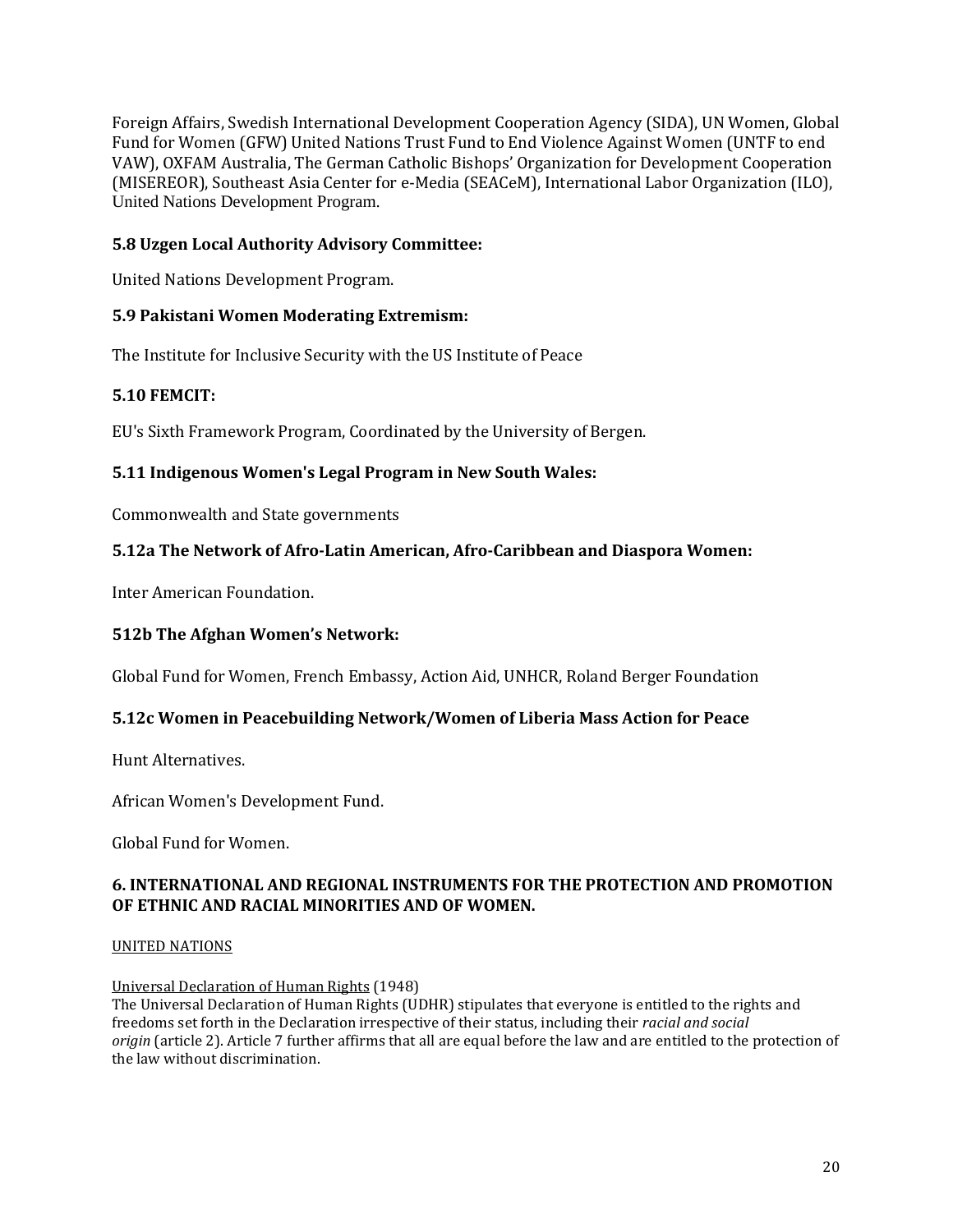Foreign Affairs, Swedish International Development Cooperation Agency (SIDA), UN Women, Global Fund for Women (GFW) United Nations Trust Fund to End Violence Against Women (UNTF to end VAW), OXFAM Australia, The German Catholic Bishops' Organization for Development Cooperation (MISEREOR), Southeast Asia Center for e-Media (SEACeM), International Labor Organization (ILO), United Nations Development Program.

### 5.8 Uzgen Local Authority Advisory Committee:

United Nations Development Program.

### 5.9 Pakistani Women Moderating Extremism:

The Institute for Inclusive Security with the US Institute of Peace

### 5.10 FEMCIT:

EU's Sixth Framework Program, Coordinated by the University of Bergen.

### 5.11 Indigenous Women's Legal Program in New South Wales:

Commonwealth and State governments

### 5.12a The Network of Afro-Latin American, Afro-Caribbean and Diaspora Women:

Inter American Foundation.

### 512b The Afghan Women's Network:

Global Fund for Women, French Embassy, Action Aid, UNHCR, Roland Berger Foundation

### 5.12c Women in Peacebuilding Network/Women of Liberia Mass Action for Peace

Hunt Alternatives.

African Women's Development Fund.

Global Fund for Women.

## 6. INTERNATIONAL AND REGIONAL INSTRUMENTS FOR THE PROTECTION AND PROMOTION OF ETHNIC AND RACIAL MINORITIES AND OF WOMEN.

UNITED NATIONS

Universal Declaration of Human Rights (1948)
The Universal Declaration of Human Rights (UDHR) stipulates that everyone is entitled to the rights and freedoms set forth in the Declaration irrespective of their status, including their *racial and social origin* (article 2). Article 7 further affirms that all are equal before the law and are entitled to the protection of the law without discrimination.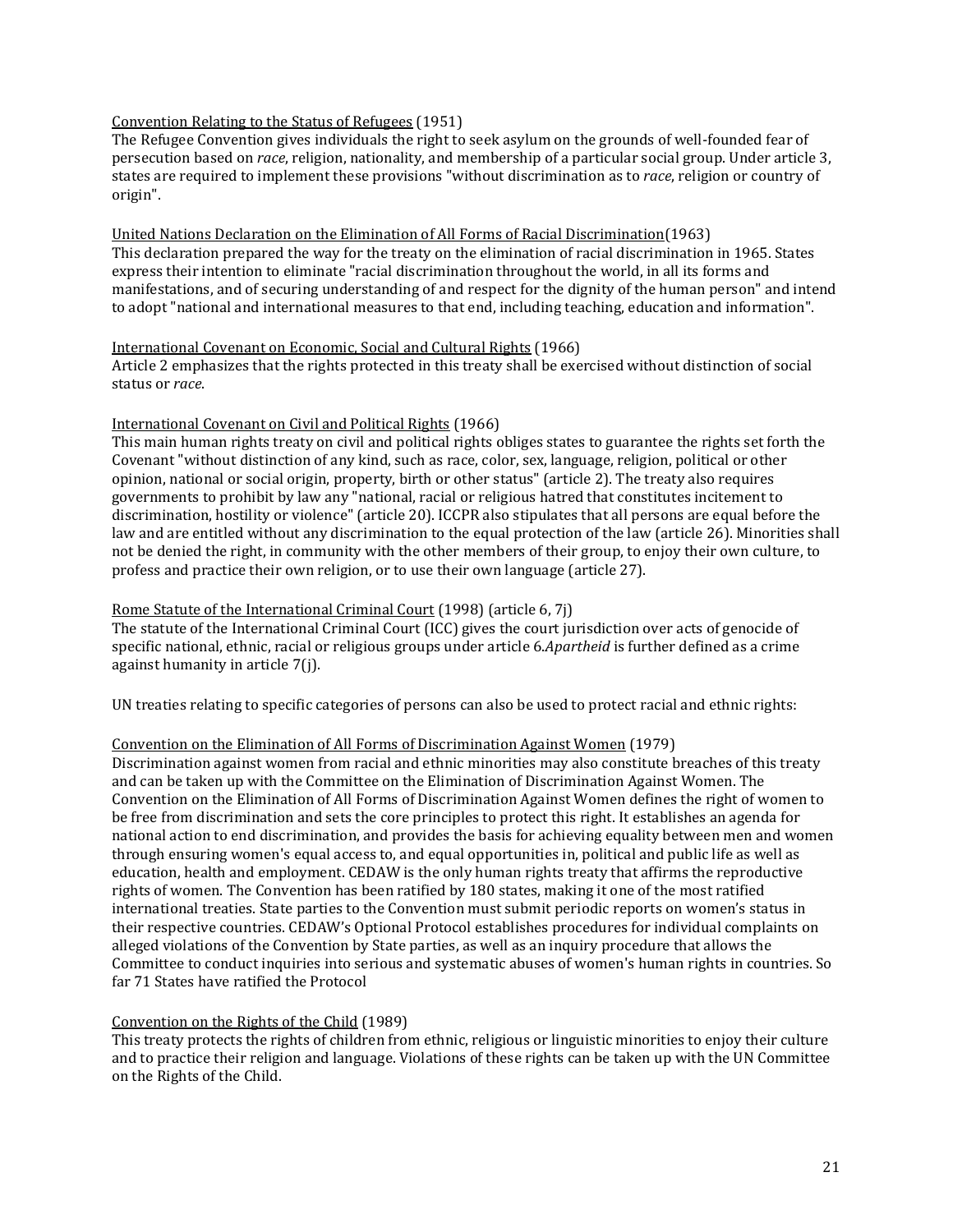Convention Relating to the Status of Refugees (1951)
The Refugee Convention gives individuals the right to seek asylum on the grounds of well-founded fear of persecution based on *race*, religion, nationality, and membership of a particular social group. Under article 3, states are required to implement these provisions "without discrimination as to *race*, religion or country of origin".

United Nations Declaration on the Elimination of All Forms of Racial Discrimination(1963)
This declaration prepared the way for the treaty on the elimination of racial discrimination in 1965. States express their intention to eliminate "racial discrimination throughout the world, in all its forms and manifestations, and of securing understanding of and respect for the dignity of the human person" and intend to adopt "national and international measures to that end, including teaching, education and information".

International Covenant on Economic, Social and Cultural Rights (1966)
Article 2 emphasizes that the rights protected in this treaty shall be exercised without distinction of social status or *race*.

International Covenant on Civil and Political Rights (1966)
This main human rights treaty on civil and political rights obliges states to guarantee the rights set forth the Covenant "without distinction of any kind, such as race, color, sex, language, religion, political or other opinion, national or social origin, property, birth or other status" (article 2). The treaty also requires governments to prohibit by law any "national, racial or religious hatred that constitutes incitement to discrimination, hostility or violence" (article 20). ICCPR also stipulates that all persons are equal before the law and are entitled without any discrimination to the equal protection of the law (article 26). Minorities shall not be denied the right, in community with the other members of their group, to enjoy their own culture, to profess and practice their own religion, or to use their own language (article 27).

Rome Statute of the International Criminal Court (1998) (article 6, 7j)
The statute of the International Criminal Court (ICC) gives the court jurisdiction over acts of genocide of specific national, ethnic, racial or religious groups under article 6.*Apartheid* is further defined as a crime against humanity in article 7(j).

UN treaties relating to specific categories of persons can also be used to protect racial and ethnic rights:

Convention on the Elimination of All Forms of Discrimination Against Women (1979)
Discrimination against women from racial and ethnic minorities may also constitute breaches of this treaty and can be taken up with the Committee on the Elimination of Discrimination Against Women. The Convention on the Elimination of All Forms of Discrimination Against Women defines the right of women to be free from discrimination and sets the core principles to protect this right. It establishes an agenda for national action to end discrimination, and provides the basis for achieving equality between men and women through ensuring women's equal access to, and equal opportunities in, political and public life as well as education, health and employment. CEDAW is the only human rights treaty that affirms the reproductive rights of women. The Convention has been ratified by 180 states, making it one of the most ratified international treaties. State parties to the Convention must submit periodic reports on women's status in their respective countries. CEDAW's Optional Protocol establishes procedures for individual complaints on alleged violations of the Convention by State parties, as well as an inquiry procedure that allows the Committee to conduct inquiries into serious and systematic abuses of women's human rights in countries. So far 71 States have ratified the Protocol

Convention on the Rights of the Child (1989)
This treaty protects the rights of children from ethnic, religious or linguistic minorities to enjoy their culture and to practice their religion and language. Violations of these rights can be taken up with the UN Committee on the Rights of the Child.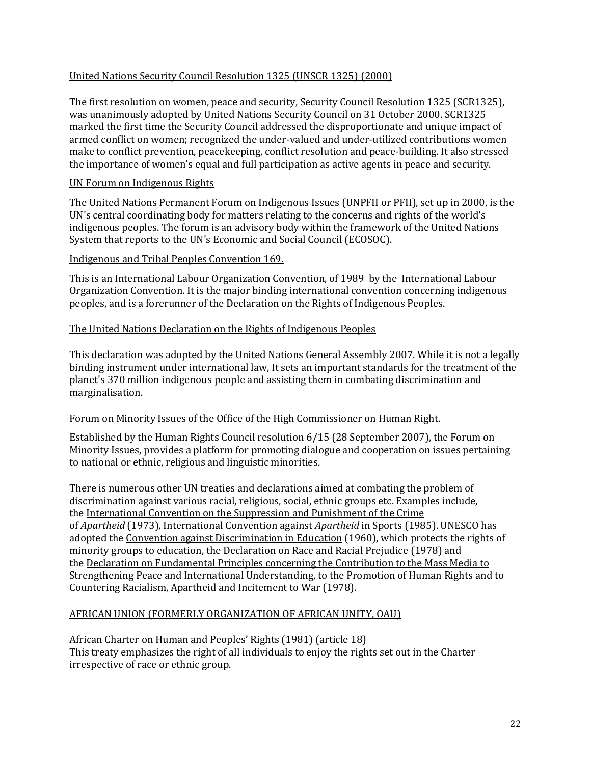United Nations Security Council Resolution 1325 (UNSCR 1325) (2000)

The first resolution on women, peace and security, Security Council Resolution 1325 (SCR1325), was unanimously adopted by United Nations Security Council on 31 October 2000. SCR1325 marked the first time the Security Council addressed the disproportionate and unique impact of armed conflict on women; recognized the under-valued and under-utilized contributions women make to conflict prevention, peacekeeping, conflict resolution and peace-building. It also stressed the importance of women's equal and full participation as active agents in peace and security.

UN Forum on Indigenous Rights

The United Nations Permanent Forum on Indigenous Issues (UNPFII or PFII), set up in 2000, is the UN's central coordinating body for matters relating to the concerns and rights of the world's indigenous peoples. The forum is an advisory body within the framework of the United Nations System that reports to the UN's Economic and Social Council (ECOSOC).

Indigenous and Tribal Peoples Convention 169.

This is an International Labour Organization Convention, of 1989 by the International Labour Organization Convention. It is the major binding international convention concerning indigenous peoples, and is a forerunner of the Declaration on the Rights of Indigenous Peoples.

The United Nations Declaration on the Rights of Indigenous Peoples

This declaration was adopted by the United Nations General Assembly 2007. While it is not a legally binding instrument under international law, It sets an important standards for the treatment of the planet's 370 million indigenous people and assisting them in combating discrimination and marginalisation.

Forum on Minority Issues of the Office of the High Commissioner on Human Right.

Established by the Human Rights Council resolution 6/15 (28 September 2007), the Forum on Minority Issues, provides a platform for promoting dialogue and cooperation on issues pertaining to national or ethnic, religious and linguistic minorities.

There is numerous other UN treaties and declarations aimed at combating the problem of discrimination against various racial, religious, social, ethnic groups etc. Examples include, the International Convention on the Suppression and Punishment of the Crime of *Apartheid* (1973), International Convention against *Apartheid* in Sports (1985). UNESCO has adopted the Convention against Discrimination in Education (1960), which protects the rights of minority groups to education, the Declaration on Race and Racial Prejudice (1978) and the Declaration on Fundamental Principles concerning the Contribution to the Mass Media to Strengthening Peace and International Understanding, to the Promotion of Human Rights and to Countering Racialism, Apartheid and Incitement to War (1978).

AFRICAN UNION (FORMERLY ORGANIZATION OF AFRICAN UNITY, OAU)

African Charter on Human and Peoples' Rights (1981) (article 18)
This treaty emphasizes the right of all individuals to enjoy the rights set out in the Charter irrespective of race or ethnic group.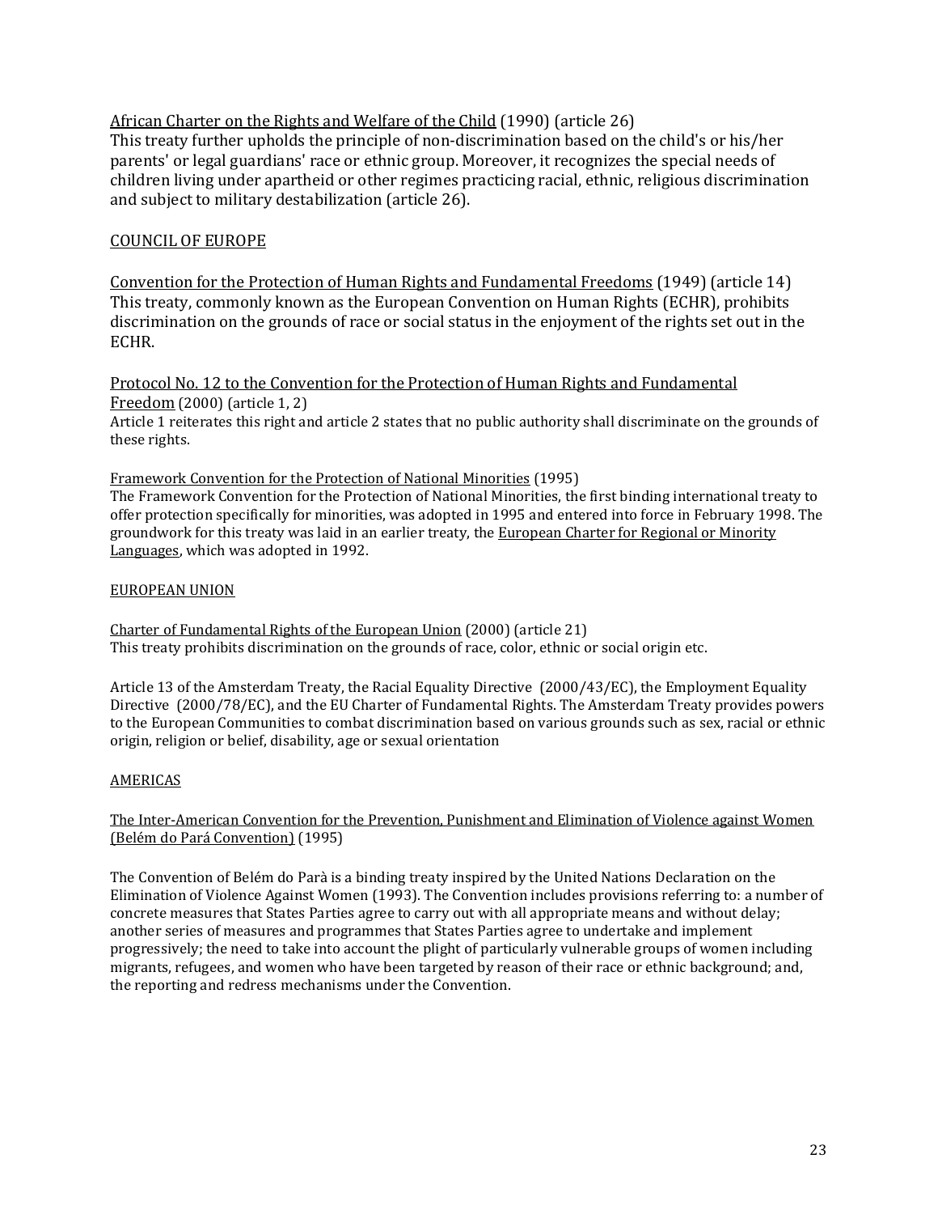African Charter on the Rights and Welfare of the Child (1990) (article 26)
This treaty further upholds the principle of non-discrimination based on the child's or his/her parents' or legal guardians' race or ethnic group. Moreover, it recognizes the special needs of children living under apartheid or other regimes practicing racial, ethnic, religious discrimination and subject to military destabilization (article 26).

## COUNCIL OF EUROPE

Convention for the Protection of Human Rights and Fundamental Freedoms (1949) (article 14)
This treaty, commonly known as the European Convention on Human Rights (ECHR), prohibits discrimination on the grounds of race or social status in the enjoyment of the rights set out in the ECHR.

Protocol No. 12 to the Convention for the Protection of Human Rights and Fundamental Freedom (2000) (article 1, 2)
Article 1 reiterates this right and article 2 states that no public authority shall discriminate on the grounds of these rights.

Framework Convention for the Protection of National Minorities (1995)
The Framework Convention for the Protection of National Minorities, the first binding international treaty to offer protection specifically for minorities, was adopted in 1995 and entered into force in February 1998. The groundwork for this treaty was laid in an earlier treaty, the European Charter for Regional or Minority Languages, which was adopted in 1992.

## EUROPEAN UNION

Charter of Fundamental Rights of the European Union (2000) (article 21)
This treaty prohibits discrimination on the grounds of race, color, ethnic or social origin etc.

Article 13 of the Amsterdam Treaty, the Racial Equality Directive (2000/43/EC), the Employment Equality Directive (2000/78/EC), and the EU Charter of Fundamental Rights. The Amsterdam Treaty provides powers to the European Communities to combat discrimination based on various grounds such as sex, racial or ethnic origin, religion or belief, disability, age or sexual orientation

## AMERICAS

The Inter-American Convention for the Prevention, Punishment and Elimination of Violence against Women (Belém do Pará Convention) (1995)

The Convention of Belém do Parà is a binding treaty inspired by the United Nations Declaration on the Elimination of Violence Against Women (1993). The Convention includes provisions referring to: a number of concrete measures that States Parties agree to carry out with all appropriate means and without delay; another series of measures and programmes that States Parties agree to undertake and implement progressively; the need to take into account the plight of particularly vulnerable groups of women including migrants, refugees, and women who have been targeted by reason of their race or ethnic background; and, the reporting and redress mechanisms under the Convention.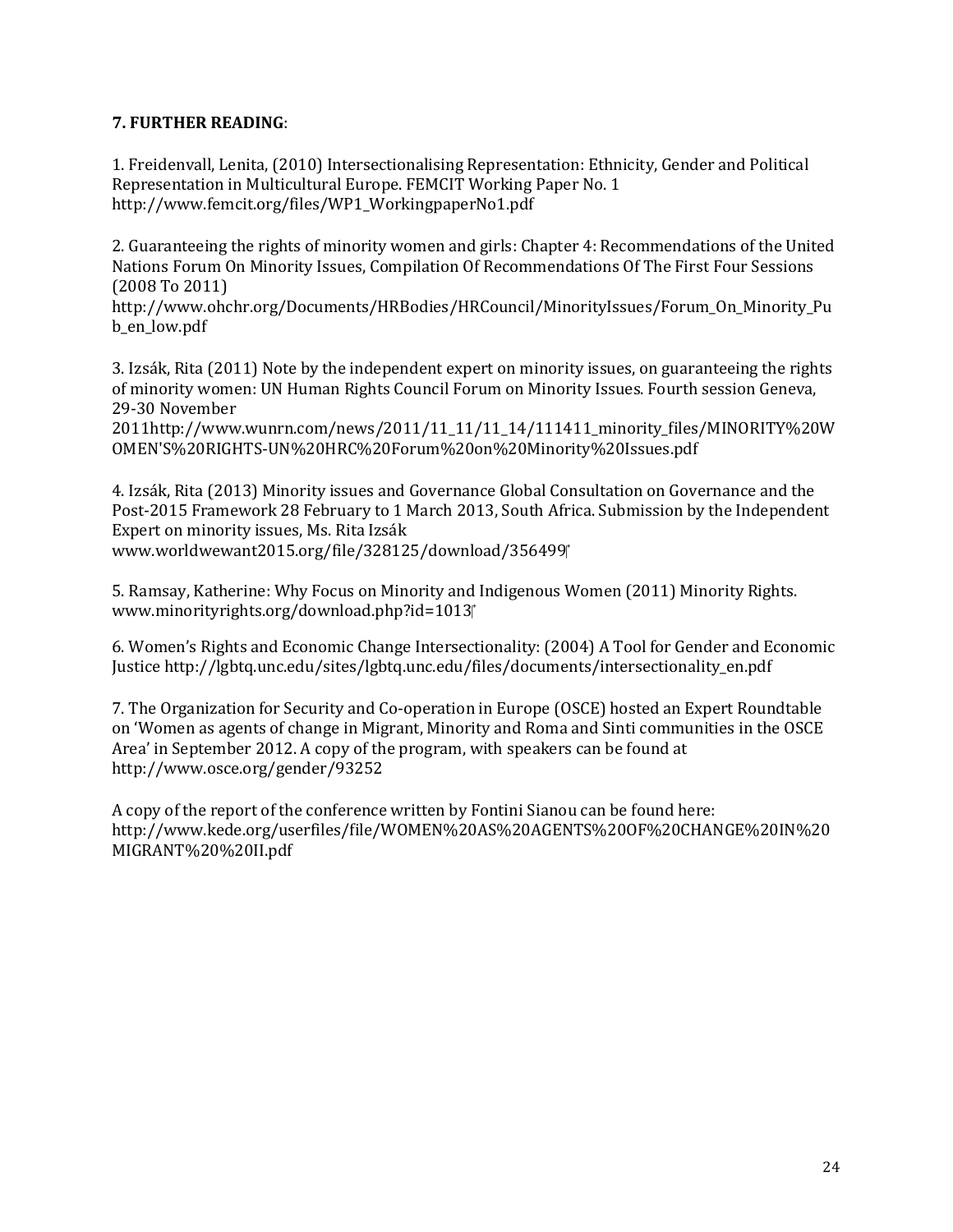**7. FURTHER READING**:

1. Freidenvall, Lenita, (2010) Intersectionalising Representation: Ethnicity, Gender and Political Representation in Multicultural Europe. FEMCIT Working Paper No. 1 http://www.femcit.org/files/WP1_WorkingpaperNo1.pdf

2. Guaranteeing the rights of minority women and girls: Chapter 4: Recommendations of the United Nations Forum On Minority Issues, Compilation Of Recommendations Of The First Four Sessions (2008 To 2011) http://www.ohchr.org/Documents/HRBodies/HRCouncil/MinorityIssues/Forum_On_Minority_Pub_en_low.pdf

3. Izsák, Rita (2011) Note by the independent expert on minority issues, on guaranteeing the rights of minority women: UN Human Rights Council Forum on Minority Issues. Fourth session Geneva, 29-30 November 2011http://www.wunrn.com/news/2011/11_11/11_14/111411_minority_files/MINORITY%20WOMEN'S%20RIGHTS-UN%20HRC%20Forum%20on%20Minority%20Issues.pdf

4. Izsák, Rita (2013) Minority issues and Governance Global Consultation on Governance and the Post-2015 Framework 28 February to 1 March 2013, South Africa. Submission by the Independent Expert on minority issues, Ms. Rita Izsák www.worldwewant2015.org/file/328125/download/356499‎

5. Ramsay, Katherine: Why Focus on Minority and Indigenous Women (2011) Minority Rights. www.minorityrights.org/download.php?id=1013‎

6. Women's Rights and Economic Change Intersectionality: (2004) A Tool for Gender and Economic Justice http://lgbtq.unc.edu/sites/lgbtq.unc.edu/files/documents/intersectionality_en.pdf

7. The Organization for Security and Co-operation in Europe (OSCE) hosted an Expert Roundtable on 'Women as agents of change in Migrant, Minority and Roma and Sinti communities in the OSCE Area' in September 2012. A copy of the program, with speakers can be found at http://www.osce.org/gender/93252

A copy of the report of the conference written by Fontini Sianou can be found here: http://www.kede.org/userfiles/file/WOMEN%20AS%20AGENTS%20OF%20CHANGE%20IN%20MIGRANT%20%20II.pdf